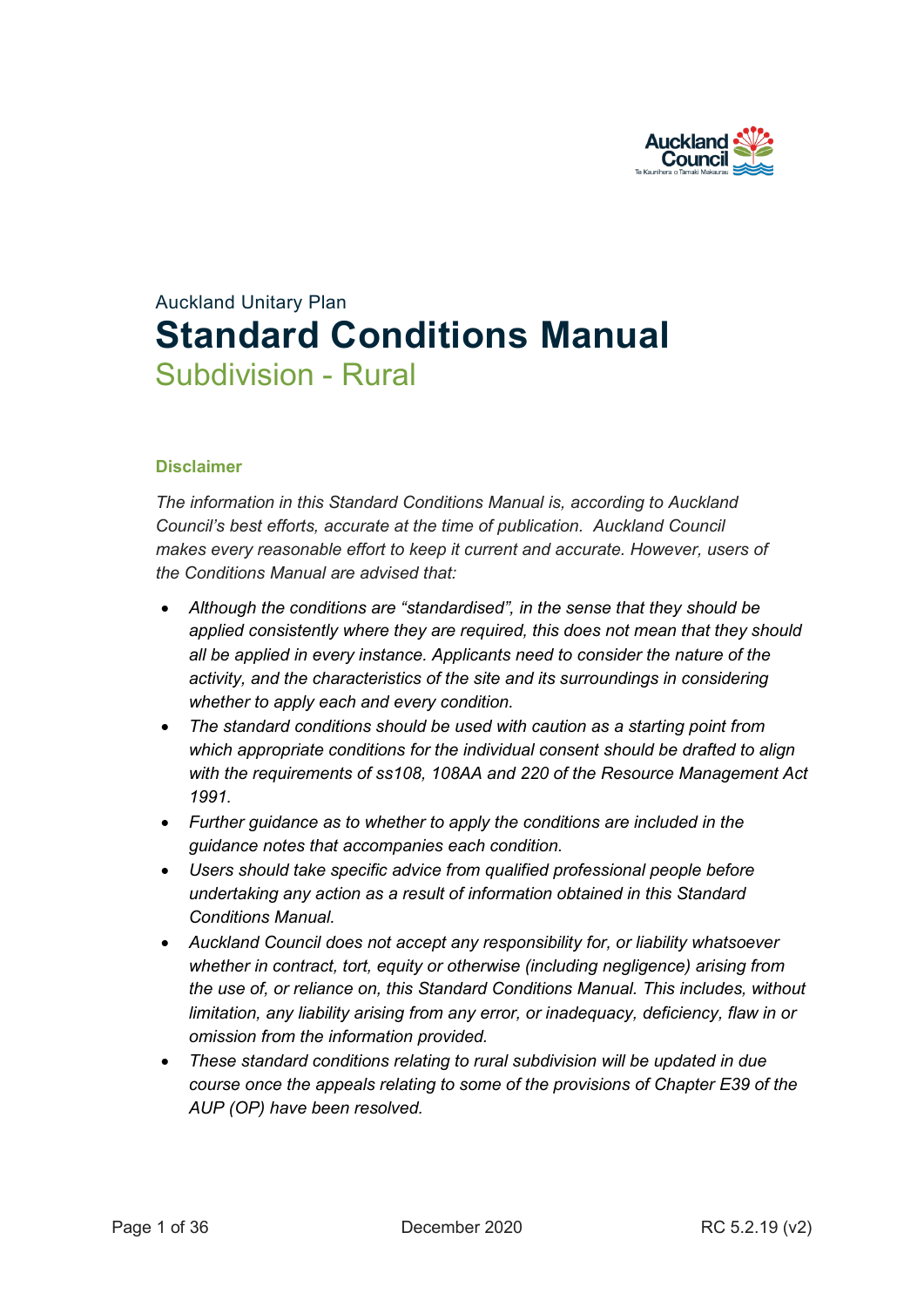Auckland Unitary Plan

# Standard Conditions Manual

## Subdivision - Rural

### Disclaimer

*The information in this Standard Conditions Manual is, according to Auckland Council's best efforts, accurate at the time of publication. Auckland Council makes every reasonable effort to keep it current and accurate. However, users of the Conditions Manual are advised that:*

- *Although the conditions are "standardised", in the sense that they should be applied consistently where they are required, this does not mean that they should all be applied in every instance. Applicants need to consider the nature of the activity, and the characteristics of the site and its surroundings in considering whether to apply each and every condition.*
- *The standard conditions should be used with caution as a starting point from which appropriate conditions for the individual consent should be drafted to align with the requirements of ss108, 108AA and 220 of the Resource Management Act 1991.*
- *Further guidance as to whether to apply the conditions are included in the guidance notes that accompanies each condition.*
- *Users should take specific advice from qualified professional people before undertaking any action as a result of information obtained in this Standard Conditions Manual.*
- *Auckland Council does not accept any responsibility for, or liability whatsoever whether in contract, tort, equity or otherwise (including negligence) arising from the use of, or reliance on, this Standard Conditions Manual. This includes, without limitation, any liability arising from any error, or inadequacy, deficiency, flaw in or omission from the information provided.*
- *These standard conditions relating to rural subdivision will be updated in due course once the appeals relating to some of the provisions of Chapter E39 of the AUP (OP) have been resolved.*

December 2020 RC 5.2.19 (v2)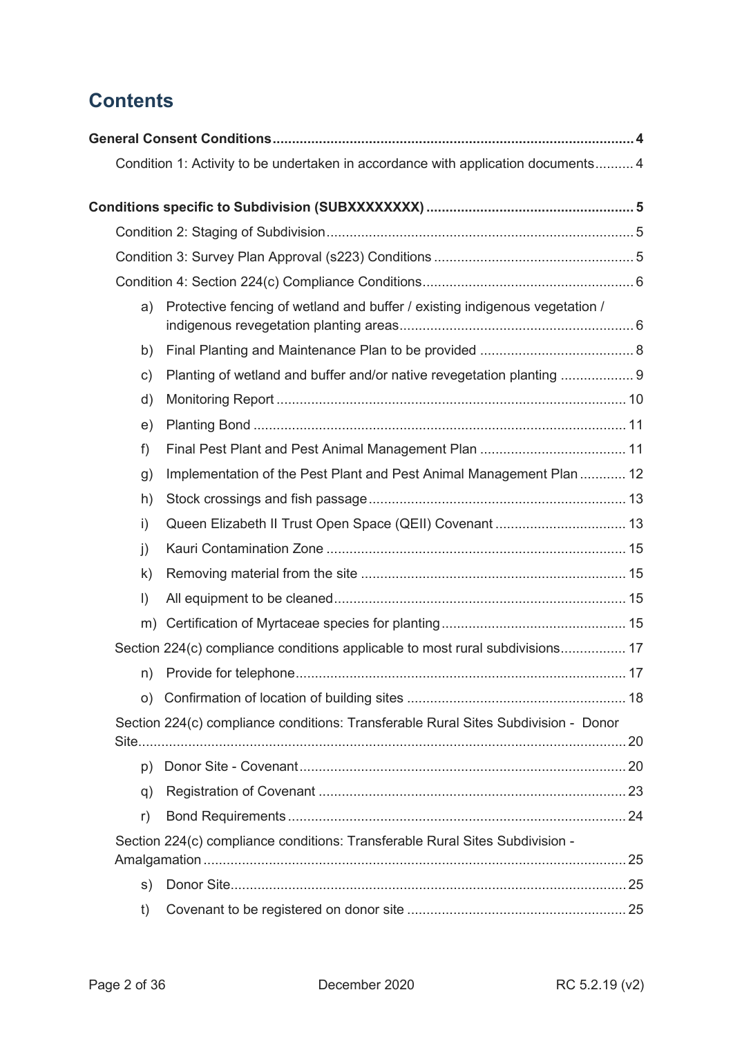# Contents

**General Consent Conditions** ........................................................................................ **4**

Condition 1: Activity to be undertaken in accordance with application documents .......... 4

**Conditions specific to Subdivision (SUBXXXXXXXX)** ...................................................... **5**

Condition 2: Staging of Subdivision ................................................................................ 5

Condition 3: Survey Plan Approval (s223) Conditions .................................................... 5

Condition 4: Section 224(c) Compliance Conditions ....................................................... 6

a) Protective fencing of wetland and buffer / existing indigenous vegetation / indigenous revegetation planting areas ............................................................ 6

b) Final Planting and Maintenance Plan to be provided ........................................ 8

c) Planting of wetland and buffer and/or native revegetation planting ................... 9

d) Monitoring Report ............................................................................................ 10

e) Planting Bond .................................................................................................. 11

f) Final Pest Plant and Pest Animal Management Plan ....................................... 11

g) Implementation of the Pest Plant and Pest Animal Management Plan ............ 12

h) Stock crossings and fish passage ................................................................... 13

i) Queen Elizabeth II Trust Open Space (QEII) Covenant .................................. 13

j) Kauri Contamination Zone .............................................................................. 15

k) Removing material from the site ..................................................................... 15

l) All equipment to be cleaned ............................................................................ 15

m) Certification of Myrtaceae species for planting ................................................ 15

Section 224(c) compliance conditions applicable to most rural subdivisions ................. 17

n) Provide for telephone ....................................................................................... 17

o) Confirmation of location of building sites ......................................................... 18

Section 224(c) compliance conditions: Transferable Rural Sites Subdivision - Donor Site ................................................................................................................ 20

p) Donor Site - Covenant ..................................................................................... 20

q) Registration of Covenant ................................................................................ 23

r) Bond Requirements ......................................................................................... 24

Section 224(c) compliance conditions: Transferable Rural Sites Subdivision - Amalgamation ............................................................................................................. 25

s) Donor Site ........................................................................................................ 25

t) Covenant to be registered on donor site .......................................................... 25

December 2020 RC 5.2.19 (v2)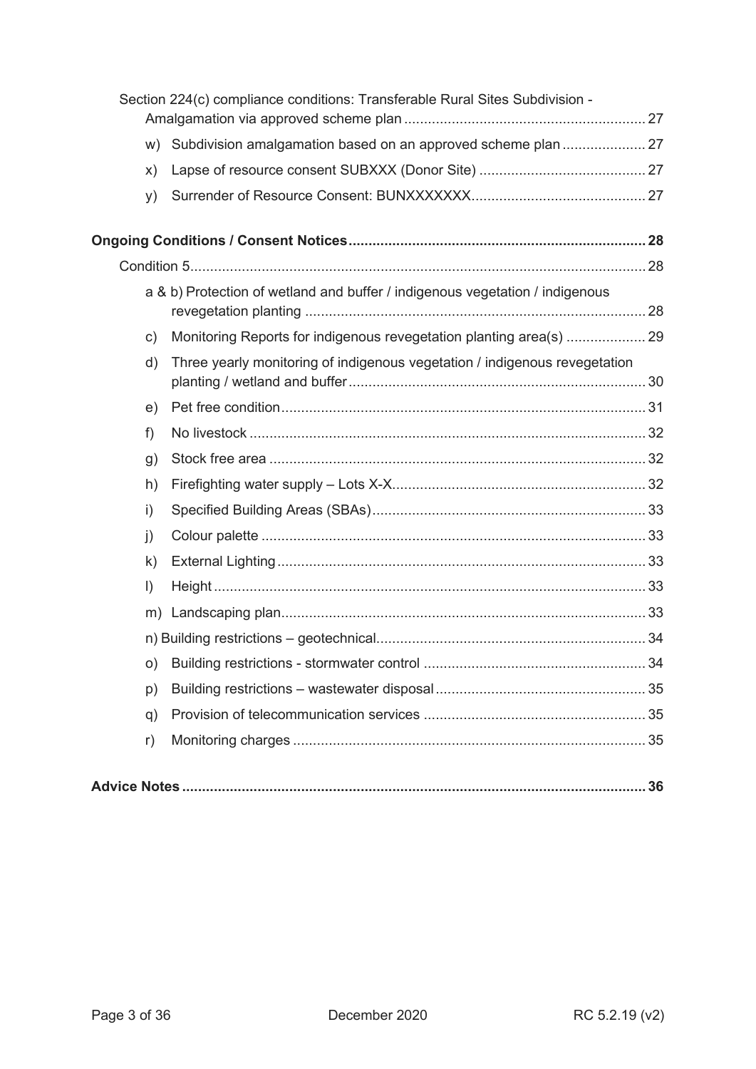Section 224(c) compliance conditions: Transferable Rural Sites Subdivision - Amalgamation via approved scheme plan ... 27

- w) Subdivision amalgamation based on an approved scheme plan ... 27
- x) Lapse of resource consent SUBXXX (Donor Site) ... 27
- y) Surrender of Resource Consent: BUNXXXXXXX ... 27

**Ongoing Conditions / Consent Notices ... 28**

Condition 5 ... 28

- a & b) Protection of wetland and buffer / indigenous vegetation / indigenous revegetation planting ... 28
- c) Monitoring Reports for indigenous revegetation planting area(s) ... 29
- d) Three yearly monitoring of indigenous vegetation / indigenous revegetation planting / wetland and buffer ... 30
- e) Pet free condition ... 31
- f) No livestock ... 32
- g) Stock free area ... 32
- h) Firefighting water supply – Lots X-X ... 32
- i) Specified Building Areas (SBAs) ... 33
- j) Colour palette ... 33
- k) External Lighting ... 33
- l) Height ... 33
- m) Landscaping plan ... 33
- n) Building restrictions – geotechnical ... 34
- o) Building restrictions - stormwater control ... 34
- p) Building restrictions – wastewater disposal ... 35
- q) Provision of telecommunication services ... 35
- r) Monitoring charges ... 35

**Advice Notes ... 36**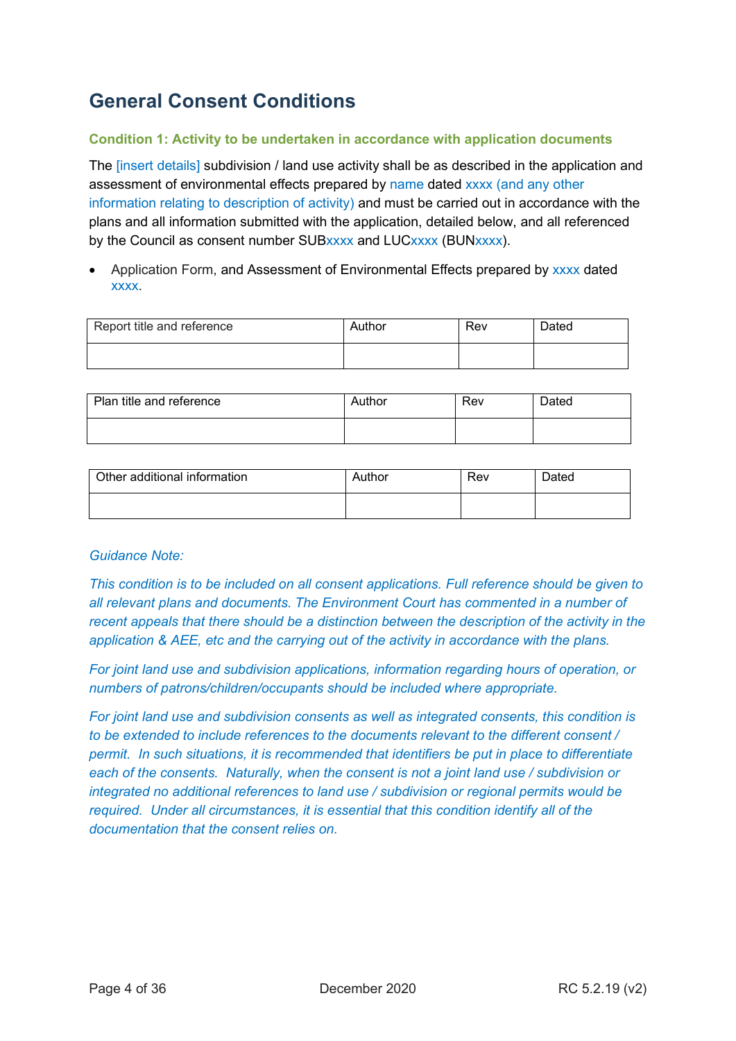# General Consent Conditions

### Condition 1: Activity to be undertaken in accordance with application documents

The [insert details] subdivision / land use activity shall be as described in the application and assessment of environmental effects prepared by name dated xxxx (and any other information relating to description of activity) and must be carried out in accordance with the plans and all information submitted with the application, detailed below, and all referenced by the Council as consent number SUBxxxx and LUCxxxx (BUNxxxx).

- Application Form, and Assessment of Environmental Effects prepared by xxxx dated xxxx.

| Report title and reference | Author | Rev | Dated |
|---|---|---|---|
| | | | |

| Plan title and reference | Author | Rev | Dated |
|---|---|---|---|
| | | | |

| Other additional information | Author | Rev | Dated |
|---|---|---|---|
| | | | |

*Guidance Note:*

*This condition is to be included on all consent applications. Full reference should be given to all relevant plans and documents. The Environment Court has commented in a number of recent appeals that there should be a distinction between the description of the activity in the application & AEE, etc and the carrying out of the activity in accordance with the plans.*

*For joint land use and subdivision applications, information regarding hours of operation, or numbers of patrons/children/occupants should be included where appropriate.*

*For joint land use and subdivision consents as well as integrated consents, this condition is to be extended to include references to the documents relevant to the different consent / permit. In such situations, it is recommended that identifiers be put in place to differentiate each of the consents. Naturally, when the consent is not a joint land use / subdivision or integrated no additional references to land use / subdivision or regional permits would be required. Under all circumstances, it is essential that this condition identify all of the documentation that the consent relies on.*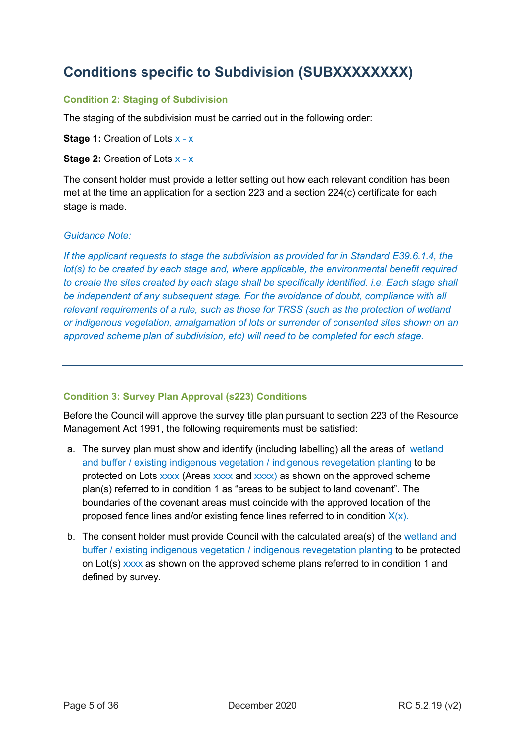# Conditions specific to Subdivision (SUBXXXXXXXX)

### Condition 2: Staging of Subdivision

The staging of the subdivision must be carried out in the following order:

**Stage 1:** Creation of Lots x - x

**Stage 2:** Creation of Lots x - x

The consent holder must provide a letter setting out how each relevant condition has been met at the time an application for a section 223 and a section 224(c) certificate for each stage is made.

*Guidance Note:*

*If the applicant requests to stage the subdivision as provided for in Standard E39.6.1.4, the lot(s) to be created by each stage and, where applicable, the environmental benefit required to create the sites created by each stage shall be specifically identified. i.e. Each stage shall be independent of any subsequent stage. For the avoidance of doubt, compliance with all relevant requirements of a rule, such as those for TRSS (such as the protection of wetland or indigenous vegetation, amalgamation of lots or surrender of consented sites shown on an approved scheme plan of subdivision, etc) will need to be completed for each stage.*

---

### Condition 3: Survey Plan Approval (s223) Conditions

Before the Council will approve the survey title plan pursuant to section 223 of the Resource Management Act 1991, the following requirements must be satisfied:

a. The survey plan must show and identify (including labelling) all the areas of wetland and buffer / existing indigenous vegetation / indigenous revegetation planting to be protected on Lots xxxx (Areas xxxx and xxxx) as shown on the approved scheme plan(s) referred to in condition 1 as "areas to be subject to land covenant". The boundaries of the covenant areas must coincide with the approved location of the proposed fence lines and/or existing fence lines referred to in condition X(x).

b. The consent holder must provide Council with the calculated area(s) of the wetland and buffer / existing indigenous vegetation / indigenous revegetation planting to be protected on Lot(s) xxxx as shown on the approved scheme plans referred to in condition 1 and defined by survey.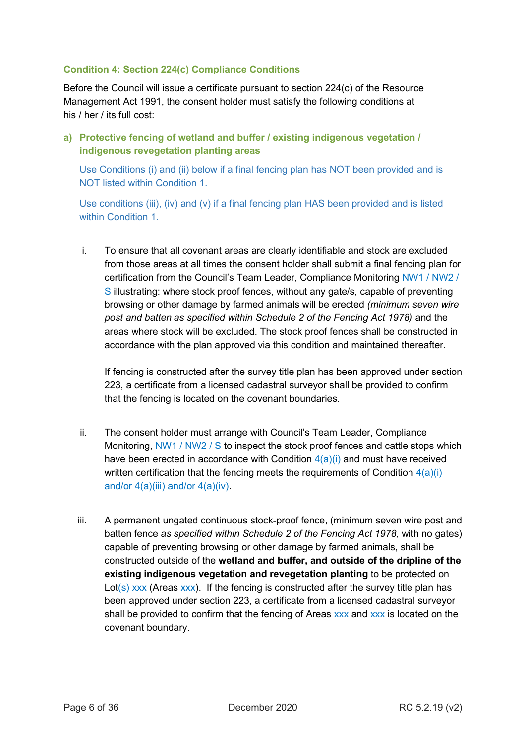### Condition 4: Section 224(c) Compliance Conditions

Before the Council will issue a certificate pursuant to section 224(c) of the Resource Management Act 1991, the consent holder must satisfy the following conditions at his / her / its full cost:

#### a) Protective fencing of wetland and buffer / existing indigenous vegetation / indigenous revegetation planting areas

Use Conditions (i) and (ii) below if a final fencing plan has NOT been provided and is NOT listed within Condition 1.

Use conditions (iii), (iv) and (v) if a final fencing plan HAS been provided and is listed within Condition 1.

i. To ensure that all covenant areas are clearly identifiable and stock are excluded from those areas at all times the consent holder shall submit a final fencing plan for certification from the Council's Team Leader, Compliance Monitoring NW1 / NW2 / S illustrating: where stock proof fences, without any gate/s, capable of preventing browsing or other damage by farmed animals will be erected *(minimum seven wire post and batten as specified within Schedule 2 of the Fencing Act 1978)* and the areas where stock will be excluded. The stock proof fences shall be constructed in accordance with the plan approved via this condition and maintained thereafter.

   If fencing is constructed after the survey title plan has been approved under section 223, a certificate from a licensed cadastral surveyor shall be provided to confirm that the fencing is located on the covenant boundaries.

ii. The consent holder must arrange with Council's Team Leader, Compliance Monitoring, NW1 / NW2 / S to inspect the stock proof fences and cattle stops which have been erected in accordance with Condition 4(a)(i) and must have received written certification that the fencing meets the requirements of Condition 4(a)(i) and/or 4(a)(iii) and/or 4(a)(iv).

iii. A permanent ungated continuous stock-proof fence, (minimum seven wire post and batten fence *as specified within Schedule 2 of the Fencing Act 1978,* with no gates) capable of preventing browsing or other damage by farmed animals, shall be constructed outside of the **wetland and buffer, and outside of the dripline of the existing indigenous vegetation and revegetation planting** to be protected on Lot(s) xxx (Areas xxx). If the fencing is constructed after the survey title plan has been approved under section 223, a certificate from a licensed cadastral surveyor shall be provided to confirm that the fencing of Areas xxx and xxx is located on the covenant boundary.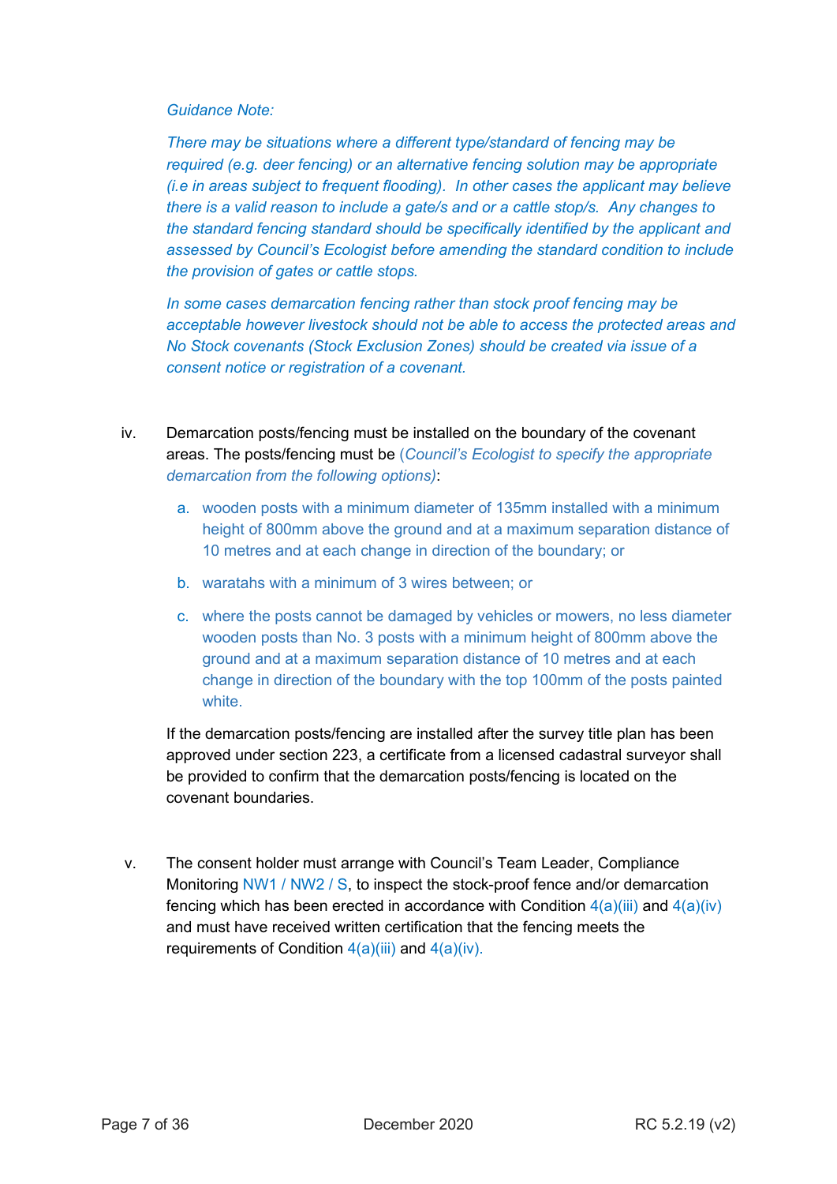*Guidance Note:*

*There may be situations where a different type/standard of fencing may be required (e.g. deer fencing) or an alternative fencing solution may be appropriate (i.e in areas subject to frequent flooding). In other cases the applicant may believe there is a valid reason to include a gate/s and or a cattle stop/s. Any changes to the standard fencing standard should be specifically identified by the applicant and assessed by Council's Ecologist before amending the standard condition to include the provision of gates or cattle stops.*

*In some cases demarcation fencing rather than stock proof fencing may be acceptable however livestock should not be able to access the protected areas and No Stock covenants (Stock Exclusion Zones) should be created via issue of a consent notice or registration of a covenant.*

iv. Demarcation posts/fencing must be installed on the boundary of the covenant areas. The posts/fencing must be *(Council's Ecologist to specify the appropriate demarcation from the following options)*:

   a. wooden posts with a minimum diameter of 135mm installed with a minimum height of 800mm above the ground and at a maximum separation distance of 10 metres and at each change in direction of the boundary; or

   b. waratahs with a minimum of 3 wires between; or

   c. where the posts cannot be damaged by vehicles or mowers, no less diameter wooden posts than No. 3 posts with a minimum height of 800mm above the ground and at a maximum separation distance of 10 metres and at each change in direction of the boundary with the top 100mm of the posts painted white.

   If the demarcation posts/fencing are installed after the survey title plan has been approved under section 223, a certificate from a licensed cadastral surveyor shall be provided to confirm that the demarcation posts/fencing is located on the covenant boundaries.

v. The consent holder must arrange with Council's Team Leader, Compliance Monitoring NW1 / NW2 / S, to inspect the stock-proof fence and/or demarcation fencing which has been erected in accordance with Condition 4(a)(iii) and 4(a)(iv) and must have received written certification that the fencing meets the requirements of Condition 4(a)(iii) and 4(a)(iv).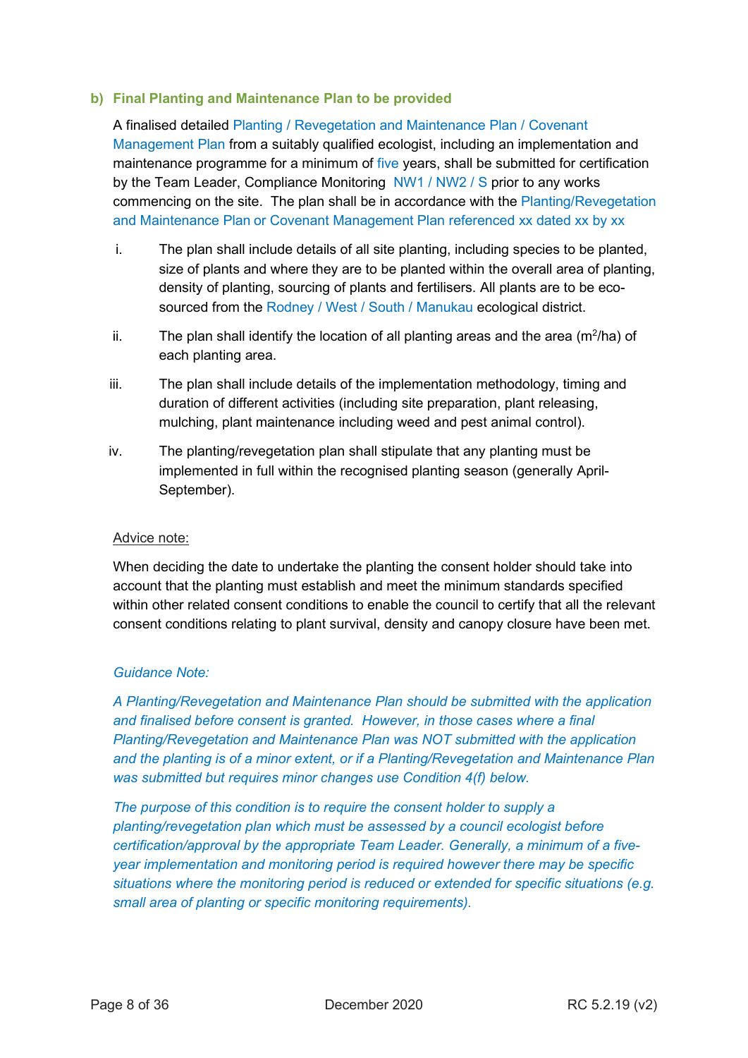### b) Final Planting and Maintenance Plan to be provided

A finalised detailed Planting / Revegetation and Maintenance Plan / Covenant Management Plan from a suitably qualified ecologist, including an implementation and maintenance programme for a minimum of five years, shall be submitted for certification by the Team Leader, Compliance Monitoring NW1 / NW2 / S prior to any works commencing on the site. The plan shall be in accordance with the Planting/Revegetation and Maintenance Plan or Covenant Management Plan referenced xx dated xx by xx

i. The plan shall include details of all site planting, including species to be planted, size of plants and where they are to be planted within the overall area of planting, density of planting, sourcing of plants and fertilisers. All plants are to be eco-sourced from the Rodney / West / South / Manukau ecological district.

ii. The plan shall identify the location of all planting areas and the area ($m^2$/ha) of each planting area.

iii. The plan shall include details of the implementation methodology, timing and duration of different activities (including site preparation, plant releasing, mulching, plant maintenance including weed and pest animal control).

iv. The planting/revegetation plan shall stipulate that any planting must be implemented in full within the recognised planting season (generally April-September).

Advice note:

When deciding the date to undertake the planting the consent holder should take into account that the planting must establish and meet the minimum standards specified within other related consent conditions to enable the council to certify that all the relevant consent conditions relating to plant survival, density and canopy closure have been met.

*Guidance Note:*

*A Planting/Revegetation and Maintenance Plan should be submitted with the application and finalised before consent is granted. However, in those cases where a final Planting/Revegetation and Maintenance Plan was NOT submitted with the application and the planting is of a minor extent, or if a Planting/Revegetation and Maintenance Plan was submitted but requires minor changes use Condition 4(f) below.*

*The purpose of this condition is to require the consent holder to supply a planting/revegetation plan which must be assessed by a council ecologist before certification/approval by the appropriate Team Leader. Generally, a minimum of a five-year implementation and monitoring period is required however there may be specific situations where the monitoring period is reduced or extended for specific situations (e.g. small area of planting or specific monitoring requirements).*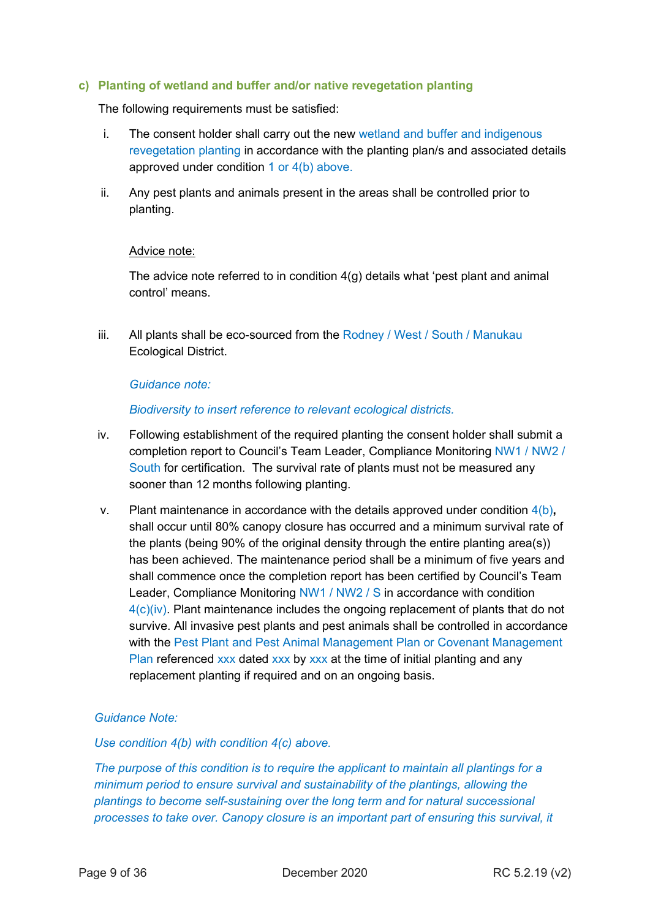### c) Planting of wetland and buffer and/or native revegetation planting

The following requirements must be satisfied:

i. The consent holder shall carry out the new wetland and buffer and indigenous revegetation planting in accordance with the planting plan/s and associated details approved under condition 1 or 4(b) above.

ii. Any pest plants and animals present in the areas shall be controlled prior to planting.

<u>Advice note:</u>

The advice note referred to in condition 4(g) details what 'pest plant and animal control' means.

iii. All plants shall be eco-sourced from the Rodney / West / South / Manukau Ecological District.

*Guidance note:*

*Biodiversity to insert reference to relevant ecological districts.*

iv. Following establishment of the required planting the consent holder shall submit a completion report to Council's Team Leader, Compliance Monitoring NW1 / NW2 / South for certification. The survival rate of plants must not be measured any sooner than 12 months following planting.

v. Plant maintenance in accordance with the details approved under condition 4(b)**,** shall occur until 80% canopy closure has occurred and a minimum survival rate of the plants (being 90% of the original density through the entire planting area(s)) has been achieved. The maintenance period shall be a minimum of five years and shall commence once the completion report has been certified by Council's Team Leader, Compliance Monitoring NW1 / NW2 / S in accordance with condition 4(c)(iv). Plant maintenance includes the ongoing replacement of plants that do not survive. All invasive pest plants and pest animals shall be controlled in accordance with the Pest Plant and Pest Animal Management Plan or Covenant Management Plan referenced xxx dated xxx by xxx at the time of initial planting and any replacement planting if required and on an ongoing basis.

*Guidance Note:*

*Use condition 4(b) with condition 4(c) above.*

*The purpose of this condition is to require the applicant to maintain all plantings for a minimum period to ensure survival and sustainability of the plantings, allowing the plantings to become self-sustaining over the long term and for natural successional processes to take over. Canopy closure is an important part of ensuring this survival, it*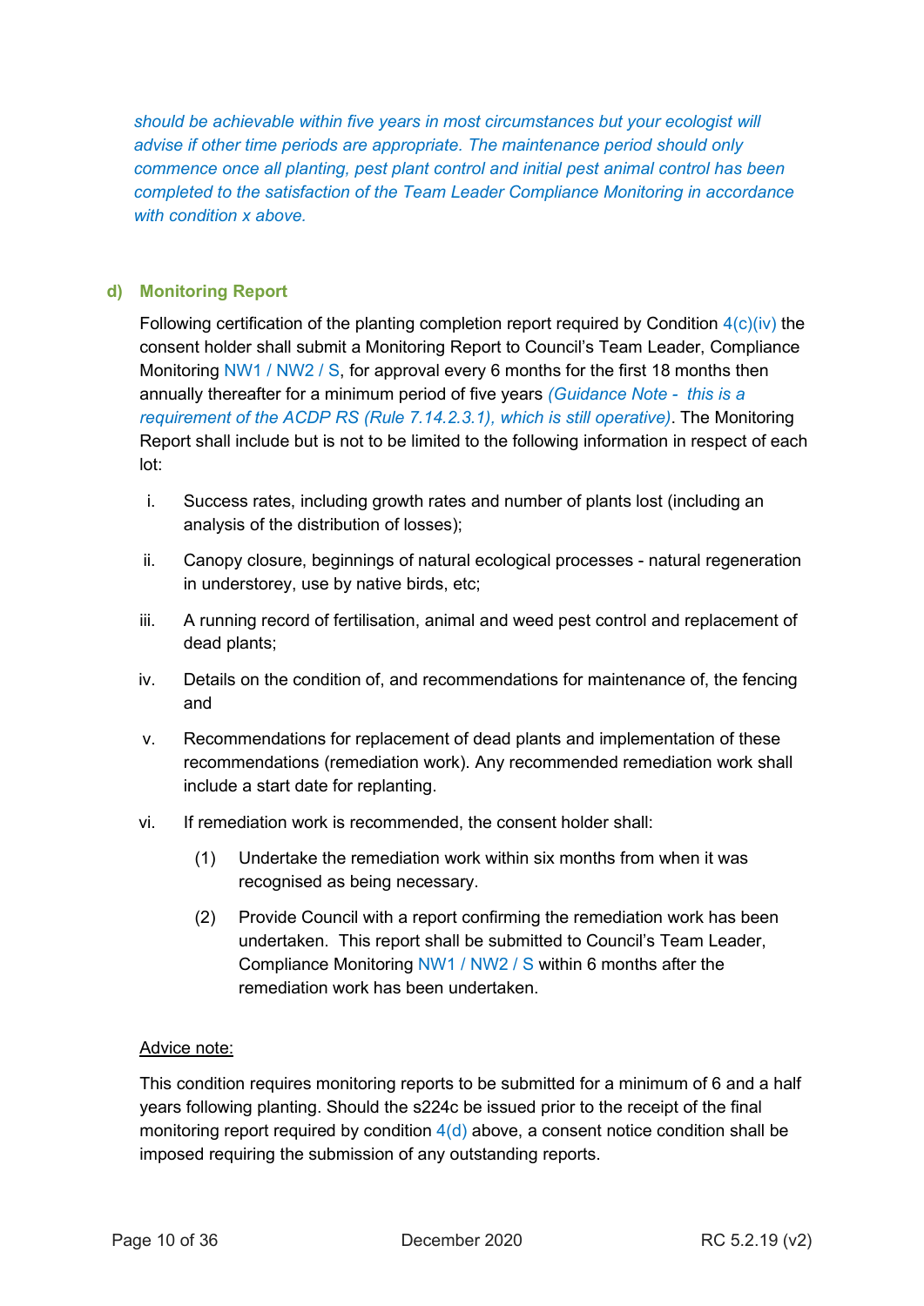*should be achievable within five years in most circumstances but your ecologist will advise if other time periods are appropriate. The maintenance period should only commence once all planting, pest plant control and initial pest animal control has been completed to the satisfaction of the Team Leader Compliance Monitoring in accordance with condition x above.*

### d) Monitoring Report

Following certification of the planting completion report required by Condition 4(c)(iv) the consent holder shall submit a Monitoring Report to Council's Team Leader, Compliance Monitoring NW1 / NW2 / S, for approval every 6 months for the first 18 months then annually thereafter for a minimum period of five years *(Guidance Note - this is a requirement of the ACDP RS (Rule 7.14.2.3.1), which is still operative)*. The Monitoring Report shall include but is not to be limited to the following information in respect of each lot:

i. Success rates, including growth rates and number of plants lost (including an analysis of the distribution of losses);

ii. Canopy closure, beginnings of natural ecological processes - natural regeneration in understorey, use by native birds, etc;

iii. A running record of fertilisation, animal and weed pest control and replacement of dead plants;

iv. Details on the condition of, and recommendations for maintenance of, the fencing and

v. Recommendations for replacement of dead plants and implementation of these recommendations (remediation work). Any recommended remediation work shall include a start date for replanting.

vi. If remediation work is recommended, the consent holder shall:

   (1) Undertake the remediation work within six months from when it was recognised as being necessary.

   (2) Provide Council with a report confirming the remediation work has been undertaken. This report shall be submitted to Council's Team Leader, Compliance Monitoring NW1 / NW2 / S within 6 months after the remediation work has been undertaken.

<u>Advice note:</u>

This condition requires monitoring reports to be submitted for a minimum of 6 and a half years following planting. Should the s224c be issued prior to the receipt of the final monitoring report required by condition 4(d) above, a consent notice condition shall be imposed requiring the submission of any outstanding reports.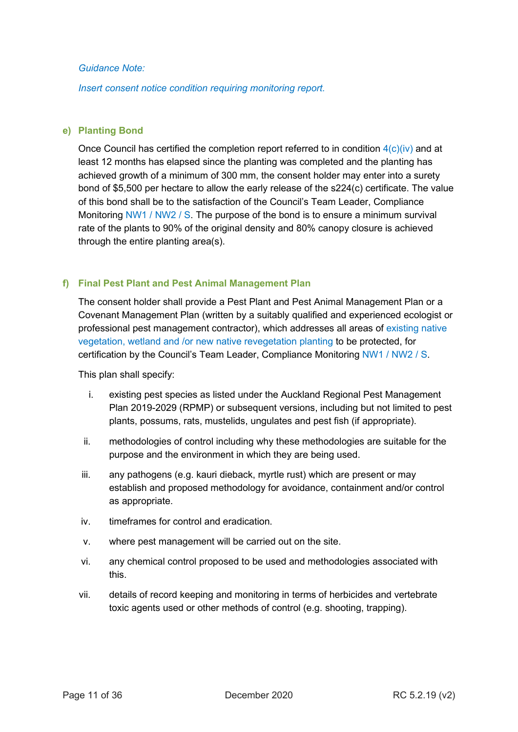*Guidance Note:*

*Insert consent notice condition requiring monitoring report.*

#### e) Planting Bond

Once Council has certified the completion report referred to in condition 4(c)(iv) and at least 12 months has elapsed since the planting was completed and the planting has achieved growth of a minimum of 300 mm, the consent holder may enter into a surety bond of $5,500 per hectare to allow the early release of the s224(c) certificate. The value of this bond shall be to the satisfaction of the Council's Team Leader, Compliance Monitoring NW1 / NW2 / S. The purpose of the bond is to ensure a minimum survival rate of the plants to 90% of the original density and 80% canopy closure is achieved through the entire planting area(s).

#### f) Final Pest Plant and Pest Animal Management Plan

The consent holder shall provide a Pest Plant and Pest Animal Management Plan or a Covenant Management Plan (written by a suitably qualified and experienced ecologist or professional pest management contractor), which addresses all areas of existing native vegetation, wetland and /or new native revegetation planting to be protected, for certification by the Council's Team Leader, Compliance Monitoring NW1 / NW2 / S.

This plan shall specify:

i. existing pest species as listed under the Auckland Regional Pest Management Plan 2019-2029 (RPMP) or subsequent versions, including but not limited to pest plants, possums, rats, mustelids, ungulates and pest fish (if appropriate).

ii. methodologies of control including why these methodologies are suitable for the purpose and the environment in which they are being used.

iii. any pathogens (e.g. kauri dieback, myrtle rust) which are present or may establish and proposed methodology for avoidance, containment and/or control as appropriate.

iv. timeframes for control and eradication.

v. where pest management will be carried out on the site.

vi. any chemical control proposed to be used and methodologies associated with this.

vii. details of record keeping and monitoring in terms of herbicides and vertebrate toxic agents used or other methods of control (e.g. shooting, trapping).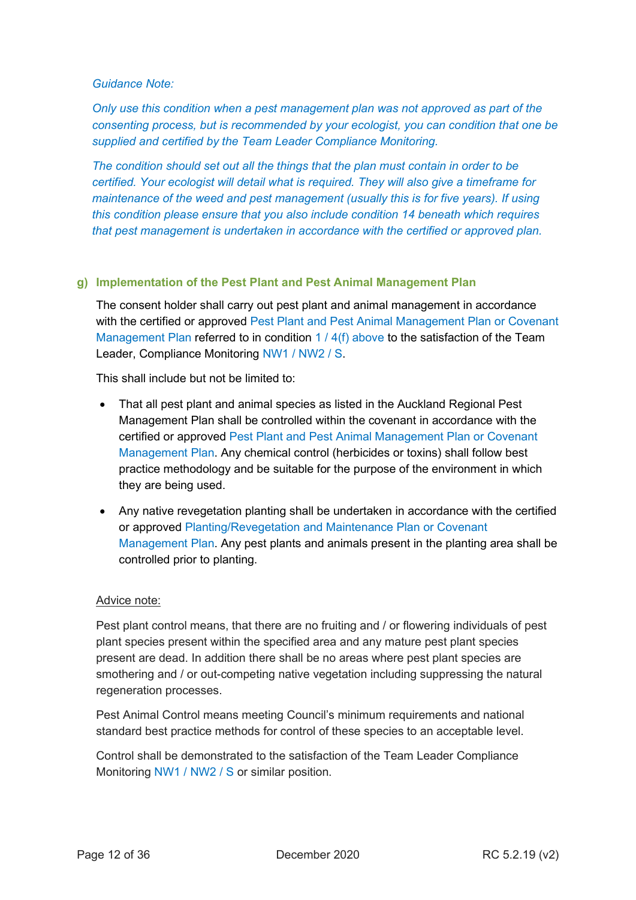*Guidance Note:*

*Only use this condition when a pest management plan was not approved as part of the consenting process, but is recommended by your ecologist, you can condition that one be supplied and certified by the Team Leader Compliance Monitoring.*

*The condition should set out all the things that the plan must contain in order to be certified. Your ecologist will detail what is required. They will also give a timeframe for maintenance of the weed and pest management (usually this is for five years). If using this condition please ensure that you also include condition 14 beneath which requires that pest management is undertaken in accordance with the certified or approved plan.*

### g) Implementation of the Pest Plant and Pest Animal Management Plan

The consent holder shall carry out pest plant and animal management in accordance with the certified or approved Pest Plant and Pest Animal Management Plan or Covenant Management Plan referred to in condition 1 / 4(f) above to the satisfaction of the Team Leader, Compliance Monitoring NW1 / NW2 / S.

This shall include but not be limited to:

- That all pest plant and animal species as listed in the Auckland Regional Pest Management Plan shall be controlled within the covenant in accordance with the certified or approved Pest Plant and Pest Animal Management Plan or Covenant Management Plan. Any chemical control (herbicides or toxins) shall follow best practice methodology and be suitable for the purpose of the environment in which they are being used.
- Any native revegetation planting shall be undertaken in accordance with the certified or approved Planting/Revegetation and Maintenance Plan or Covenant Management Plan. Any pest plants and animals present in the planting area shall be controlled prior to planting.

Advice note:

Pest plant control means, that there are no fruiting and / or flowering individuals of pest plant species present within the specified area and any mature pest plant species present are dead. In addition there shall be no areas where pest plant species are smothering and / or out-competing native vegetation including suppressing the natural regeneration processes.

Pest Animal Control means meeting Council's minimum requirements and national standard best practice methods for control of these species to an acceptable level.

Control shall be demonstrated to the satisfaction of the Team Leader Compliance Monitoring NW1 / NW2 / S or similar position.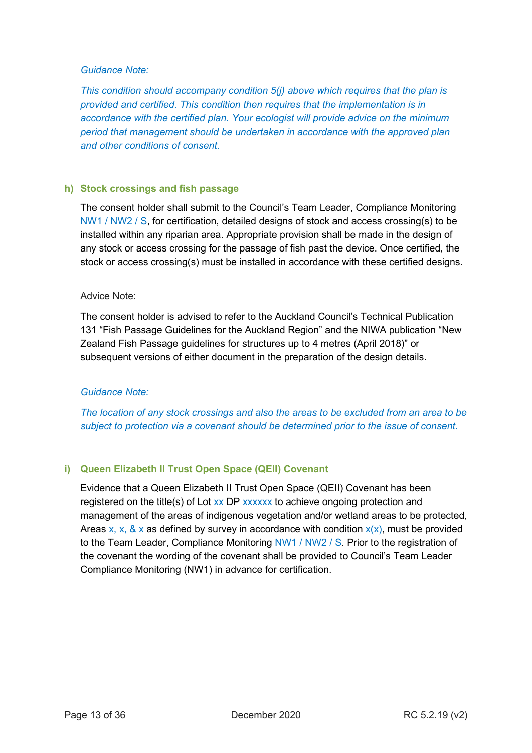*Guidance Note:*

*This condition should accompany condition 5(j) above which requires that the plan is provided and certified. This condition then requires that the implementation is in accordance with the certified plan. Your ecologist will provide advice on the minimum period that management should be undertaken in accordance with the approved plan and other conditions of consent.*

### h) Stock crossings and fish passage

The consent holder shall submit to the Council's Team Leader, Compliance Monitoring NW1 / NW2 / S, for certification, detailed designs of stock and access crossing(s) to be installed within any riparian area. Appropriate provision shall be made in the design of any stock or access crossing for the passage of fish past the device. Once certified, the stock or access crossing(s) must be installed in accordance with these certified designs.

Advice Note:

The consent holder is advised to refer to the Auckland Council's Technical Publication 131 "Fish Passage Guidelines for the Auckland Region" and the NIWA publication "New Zealand Fish Passage guidelines for structures up to 4 metres (April 2018)" or subsequent versions of either document in the preparation of the design details.

*Guidance Note:*

*The location of any stock crossings and also the areas to be excluded from an area to be subject to protection via a covenant should be determined prior to the issue of consent.*

### i) Queen Elizabeth II Trust Open Space (QEII) Covenant

Evidence that a Queen Elizabeth II Trust Open Space (QEII) Covenant has been registered on the title(s) of Lot xx DP xxxxxx to achieve ongoing protection and management of the areas of indigenous vegetation and/or wetland areas to be protected, Areas x, x, & x as defined by survey in accordance with condition x(x), must be provided to the Team Leader, Compliance Monitoring NW1 / NW2 / S. Prior to the registration of the covenant the wording of the covenant shall be provided to Council's Team Leader Compliance Monitoring (NW1) in advance for certification.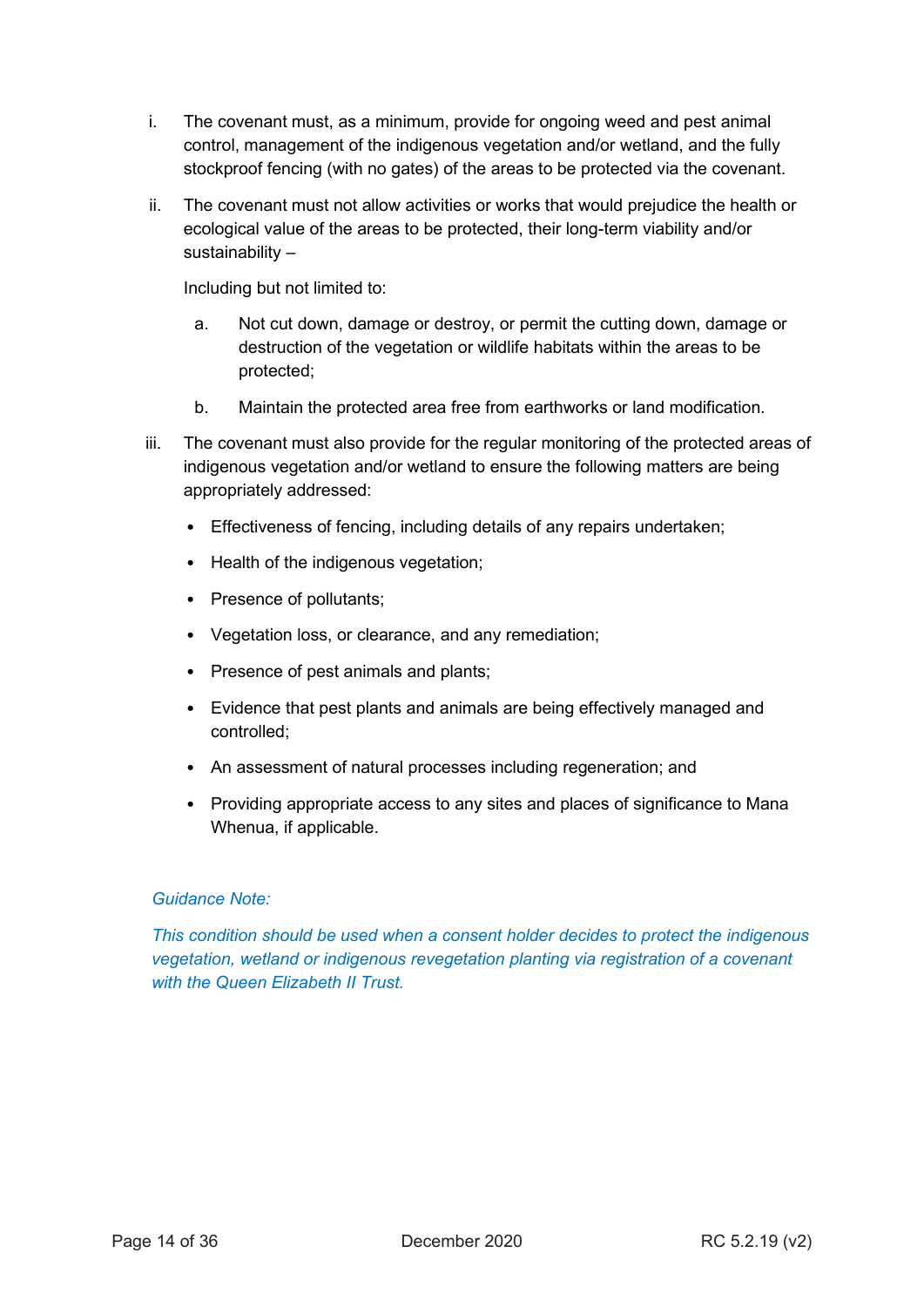i. The covenant must, as a minimum, provide for ongoing weed and pest animal control, management of the indigenous vegetation and/or wetland, and the fully stockproof fencing (with no gates) of the areas to be protected via the covenant.

ii. The covenant must not allow activities or works that would prejudice the health or ecological value of the areas to be protected, their long-term viability and/or sustainability –

   Including but not limited to:

   a. Not cut down, damage or destroy, or permit the cutting down, damage or destruction of the vegetation or wildlife habitats within the areas to be protected;

   b. Maintain the protected area free from earthworks or land modification.

iii. The covenant must also provide for the regular monitoring of the protected areas of indigenous vegetation and/or wetland to ensure the following matters are being appropriately addressed:

   - Effectiveness of fencing, including details of any repairs undertaken;
   - Health of the indigenous vegetation;
   - Presence of pollutants;
   - Vegetation loss, or clearance, and any remediation;
   - Presence of pest animals and plants;
   - Evidence that pest plants and animals are being effectively managed and controlled;
   - An assessment of natural processes including regeneration; and
   - Providing appropriate access to any sites and places of significance to Mana Whenua, if applicable.

*Guidance Note:*

*This condition should be used when a consent holder decides to protect the indigenous vegetation, wetland or indigenous revegetation planting via registration of a covenant with the Queen Elizabeth II Trust.*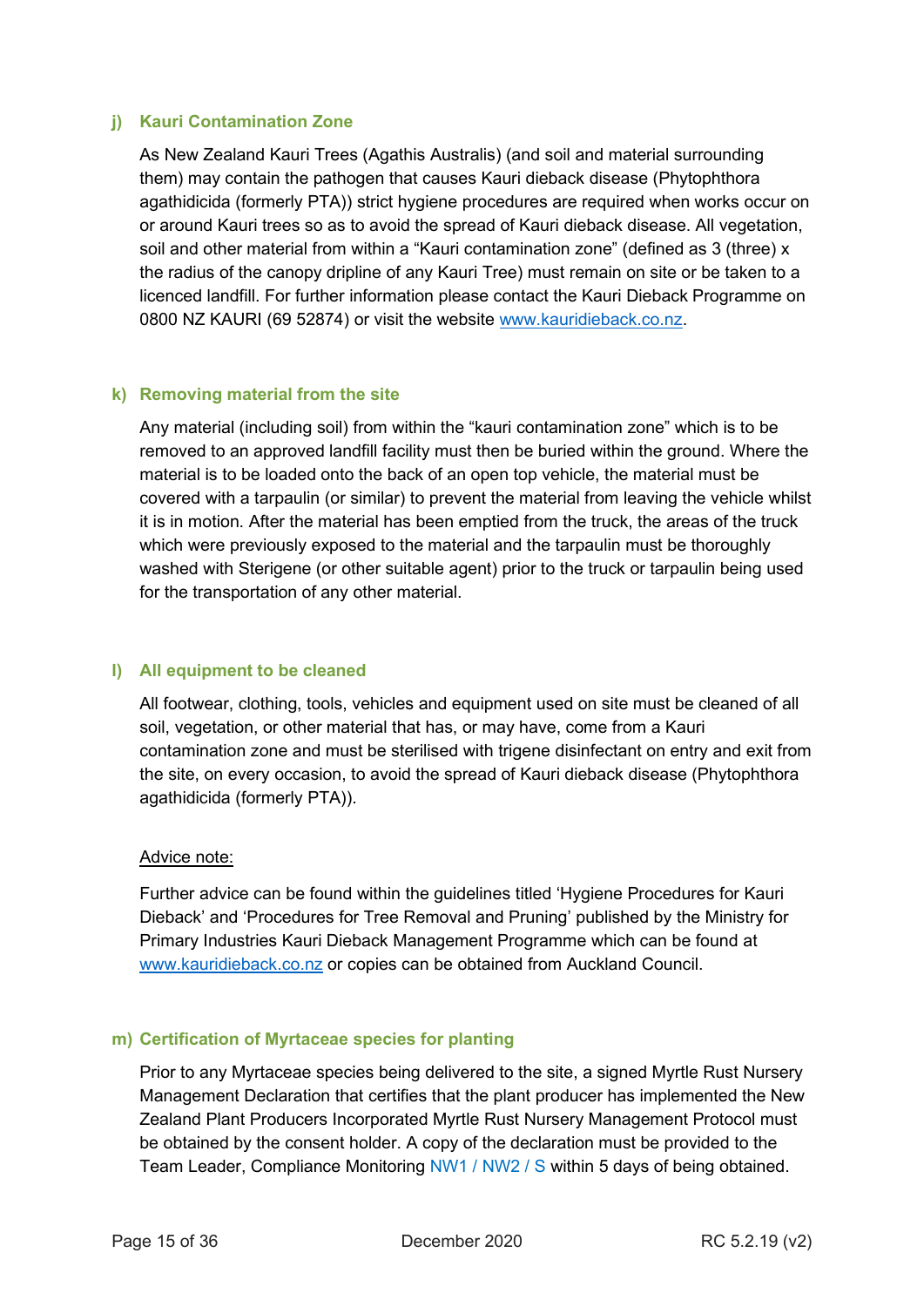### j) Kauri Contamination Zone

As New Zealand Kauri Trees (Agathis Australis) (and soil and material surrounding them) may contain the pathogen that causes Kauri dieback disease (Phytophthora agathidicida (formerly PTA)) strict hygiene procedures are required when works occur on or around Kauri trees so as to avoid the spread of Kauri dieback disease. All vegetation, soil and other material from within a "Kauri contamination zone" (defined as 3 (three) x the radius of the canopy dripline of any Kauri Tree) must remain on site or be taken to a licenced landfill. For further information please contact the Kauri Dieback Programme on 0800 NZ KAURI (69 52874) or visit the website www.kauridieback.co.nz.

### k) Removing material from the site

Any material (including soil) from within the "kauri contamination zone" which is to be removed to an approved landfill facility must then be buried within the ground. Where the material is to be loaded onto the back of an open top vehicle, the material must be covered with a tarpaulin (or similar) to prevent the material from leaving the vehicle whilst it is in motion. After the material has been emptied from the truck, the areas of the truck which were previously exposed to the material and the tarpaulin must be thoroughly washed with Sterigene (or other suitable agent) prior to the truck or tarpaulin being used for the transportation of any other material.

### l) All equipment to be cleaned

All footwear, clothing, tools, vehicles and equipment used on site must be cleaned of all soil, vegetation, or other material that has, or may have, come from a Kauri contamination zone and must be sterilised with trigene disinfectant on entry and exit from the site, on every occasion, to avoid the spread of Kauri dieback disease (Phytophthora agathidicida (formerly PTA)).

Advice note:

Further advice can be found within the guidelines titled 'Hygiene Procedures for Kauri Dieback' and 'Procedures for Tree Removal and Pruning' published by the Ministry for Primary Industries Kauri Dieback Management Programme which can be found at www.kauridieback.co.nz or copies can be obtained from Auckland Council.

### m) Certification of Myrtaceae species for planting

Prior to any Myrtaceae species being delivered to the site, a signed Myrtle Rust Nursery Management Declaration that certifies that the plant producer has implemented the New Zealand Plant Producers Incorporated Myrtle Rust Nursery Management Protocol must be obtained by the consent holder. A copy of the declaration must be provided to the Team Leader, Compliance Monitoring NW1 / NW2 / S within 5 days of being obtained.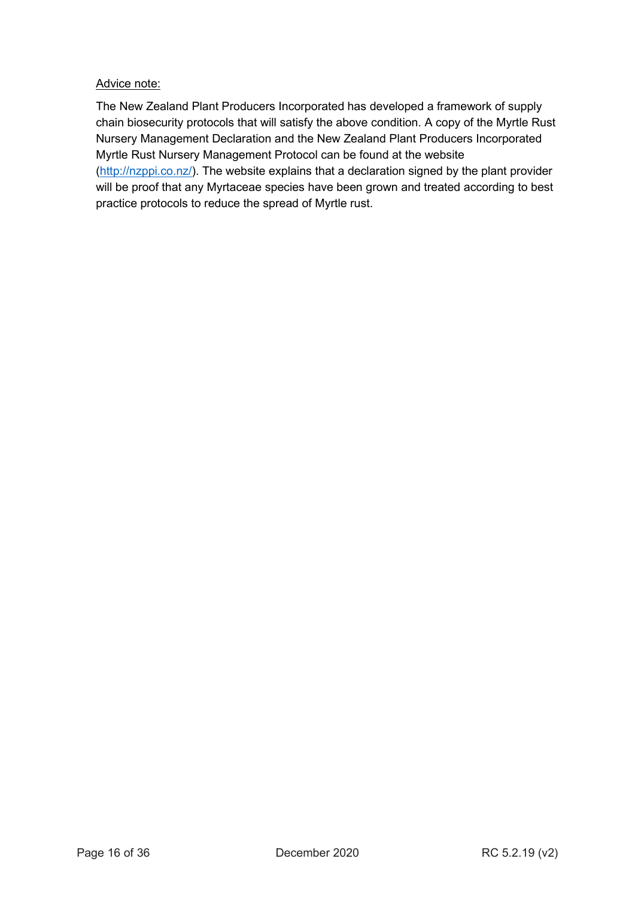Advice note:

The New Zealand Plant Producers Incorporated has developed a framework of supply chain biosecurity protocols that will satisfy the above condition. A copy of the Myrtle Rust Nursery Management Declaration and the New Zealand Plant Producers Incorporated Myrtle Rust Nursery Management Protocol can be found at the website (http://nzppi.co.nz/). The website explains that a declaration signed by the plant provider will be proof that any Myrtaceae species have been grown and treated according to best practice protocols to reduce the spread of Myrtle rust.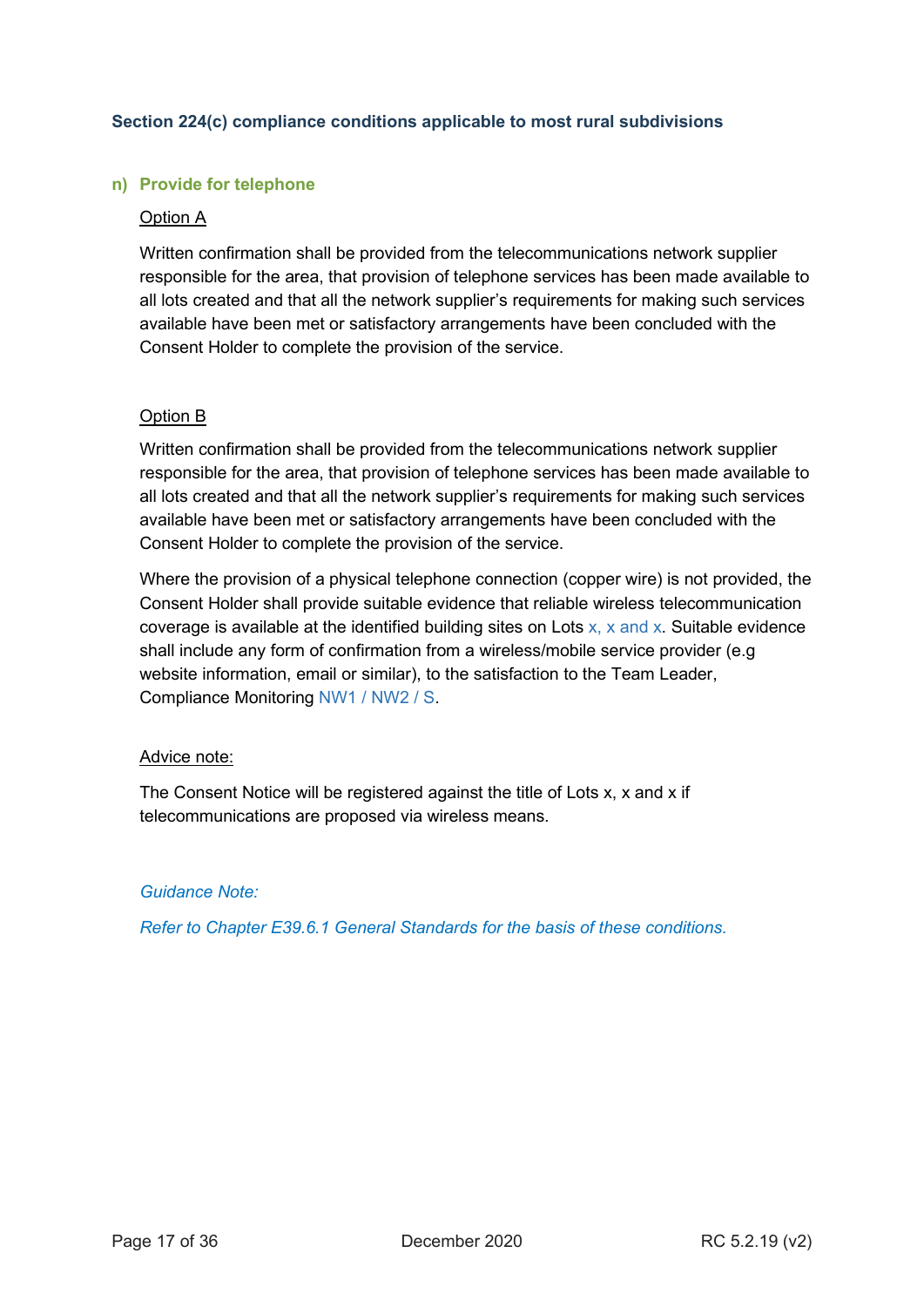### Section 224(c) compliance conditions applicable to most rural subdivisions

#### n) Provide for telephone

Option A

Written confirmation shall be provided from the telecommunications network supplier responsible for the area, that provision of telephone services has been made available to all lots created and that all the network supplier's requirements for making such services available have been met or satisfactory arrangements have been concluded with the Consent Holder to complete the provision of the service.

Option B

Written confirmation shall be provided from the telecommunications network supplier responsible for the area, that provision of telephone services has been made available to all lots created and that all the network supplier's requirements for making such services available have been met or satisfactory arrangements have been concluded with the Consent Holder to complete the provision of the service.

Where the provision of a physical telephone connection (copper wire) is not provided, the Consent Holder shall provide suitable evidence that reliable wireless telecommunication coverage is available at the identified building sites on Lots x, x and x. Suitable evidence shall include any form of confirmation from a wireless/mobile service provider (e.g website information, email or similar), to the satisfaction to the Team Leader, Compliance Monitoring NW1 / NW2 / S.

Advice note:

The Consent Notice will be registered against the title of Lots x, x and x if telecommunications are proposed via wireless means.

*Guidance Note:*

*Refer to Chapter E39.6.1 General Standards for the basis of these conditions.*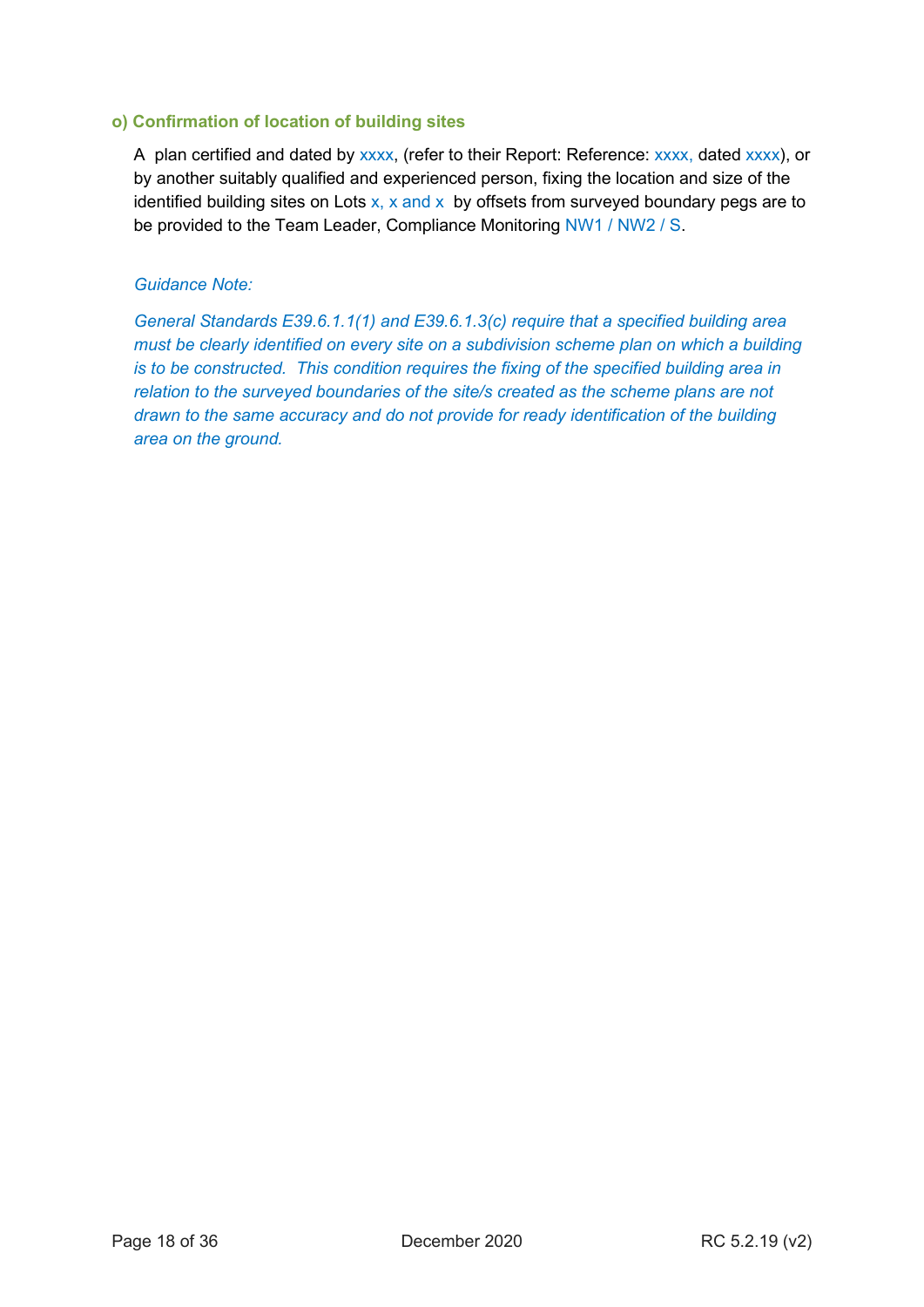#### **o) Confirmation of location of building sites**

A plan certified and dated by xxxx, (refer to their Report: Reference: xxxx, dated xxxx), or by another suitably qualified and experienced person, fixing the location and size of the identified building sites on Lots x, x and x by offsets from surveyed boundary pegs are to be provided to the Team Leader, Compliance Monitoring NW1 / NW2 / S.

*Guidance Note:*

*General Standards E39.6.1.1(1) and E39.6.1.3(c) require that a specified building area must be clearly identified on every site on a subdivision scheme plan on which a building is to be constructed. This condition requires the fixing of the specified building area in relation to the surveyed boundaries of the site/s created as the scheme plans are not drawn to the same accuracy and do not provide for ready identification of the building area on the ground.*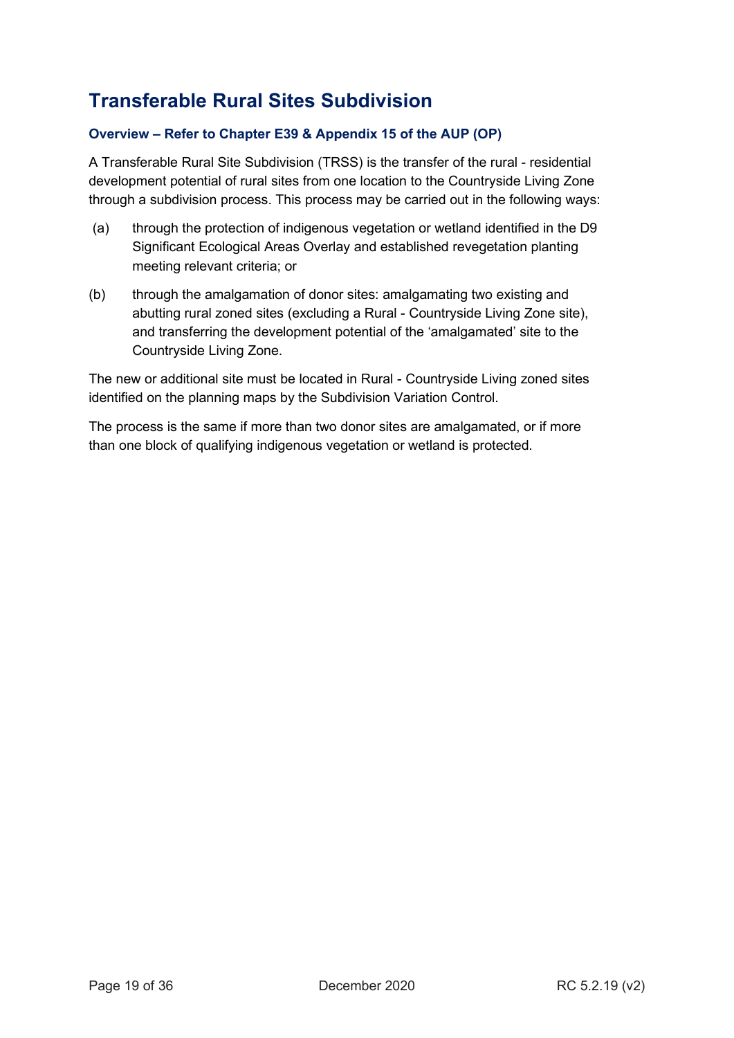# Transferable Rural Sites Subdivision

### Overview – Refer to Chapter E39 & Appendix 15 of the AUP (OP)

A Transferable Rural Site Subdivision (TRSS) is the transfer of the rural - residential development potential of rural sites from one location to the Countryside Living Zone through a subdivision process. This process may be carried out in the following ways:

(a) through the protection of indigenous vegetation or wetland identified in the D9 Significant Ecological Areas Overlay and established revegetation planting meeting relevant criteria; or

(b) through the amalgamation of donor sites: amalgamating two existing and abutting rural zoned sites (excluding a Rural - Countryside Living Zone site), and transferring the development potential of the 'amalgamated' site to the Countryside Living Zone.

The new or additional site must be located in Rural - Countryside Living zoned sites identified on the planning maps by the Subdivision Variation Control.

The process is the same if more than two donor sites are amalgamated, or if more than one block of qualifying indigenous vegetation or wetland is protected.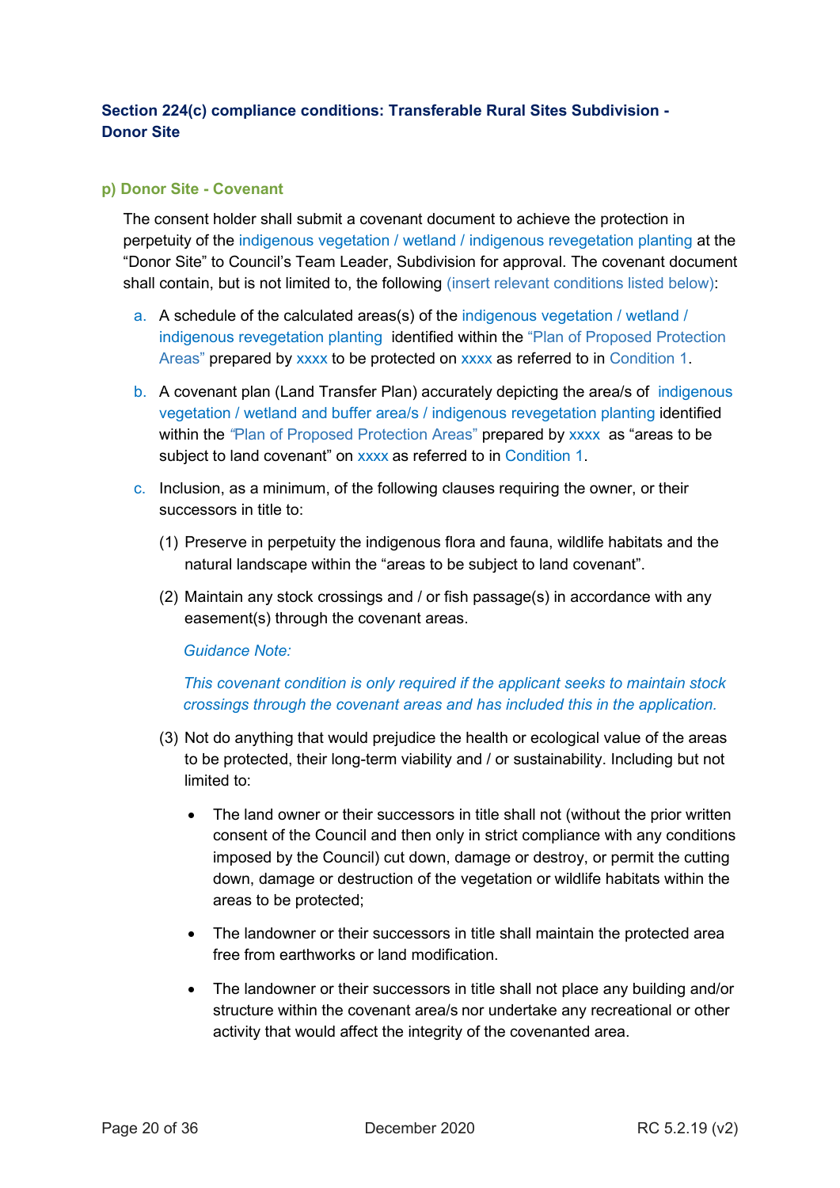**Section 224(c) compliance conditions: Transferable Rural Sites Subdivision - Donor Site**

### p) Donor Site - Covenant

The consent holder shall submit a covenant document to achieve the protection in perpetuity of the indigenous vegetation / wetland / indigenous revegetation planting at the "Donor Site" to Council's Team Leader, Subdivision for approval. The covenant document shall contain, but is not limited to, the following (insert relevant conditions listed below):

a. A schedule of the calculated areas(s) of the indigenous vegetation / wetland / indigenous revegetation planting identified within the "Plan of Proposed Protection Areas" prepared by xxxx to be protected on xxxx as referred to in Condition 1.

b. A covenant plan (Land Transfer Plan) accurately depicting the area/s of indigenous vegetation / wetland and buffer area/s / indigenous revegetation planting identified within the "Plan of Proposed Protection Areas" prepared by xxxx as "areas to be subject to land covenant" on xxxx as referred to in Condition 1.

c. Inclusion, as a minimum, of the following clauses requiring the owner, or their successors in title to:

   (1) Preserve in perpetuity the indigenous flora and fauna, wildlife habitats and the natural landscape within the "areas to be subject to land covenant".

   (2) Maintain any stock crossings and / or fish passage(s) in accordance with any easement(s) through the covenant areas.

   *Guidance Note:*

   *This covenant condition is only required if the applicant seeks to maintain stock crossings through the covenant areas and has included this in the application.*

   (3) Not do anything that would prejudice the health or ecological value of the areas to be protected, their long-term viability and / or sustainability. Including but not limited to:

   - The land owner or their successors in title shall not (without the prior written consent of the Council and then only in strict compliance with any conditions imposed by the Council) cut down, damage or destroy, or permit the cutting down, damage or destruction of the vegetation or wildlife habitats within the areas to be protected;
   - The landowner or their successors in title shall maintain the protected area free from earthworks or land modification.
   - The landowner or their successors in title shall not place any building and/or structure within the covenant area/s nor undertake any recreational or other activity that would affect the integrity of the covenanted area.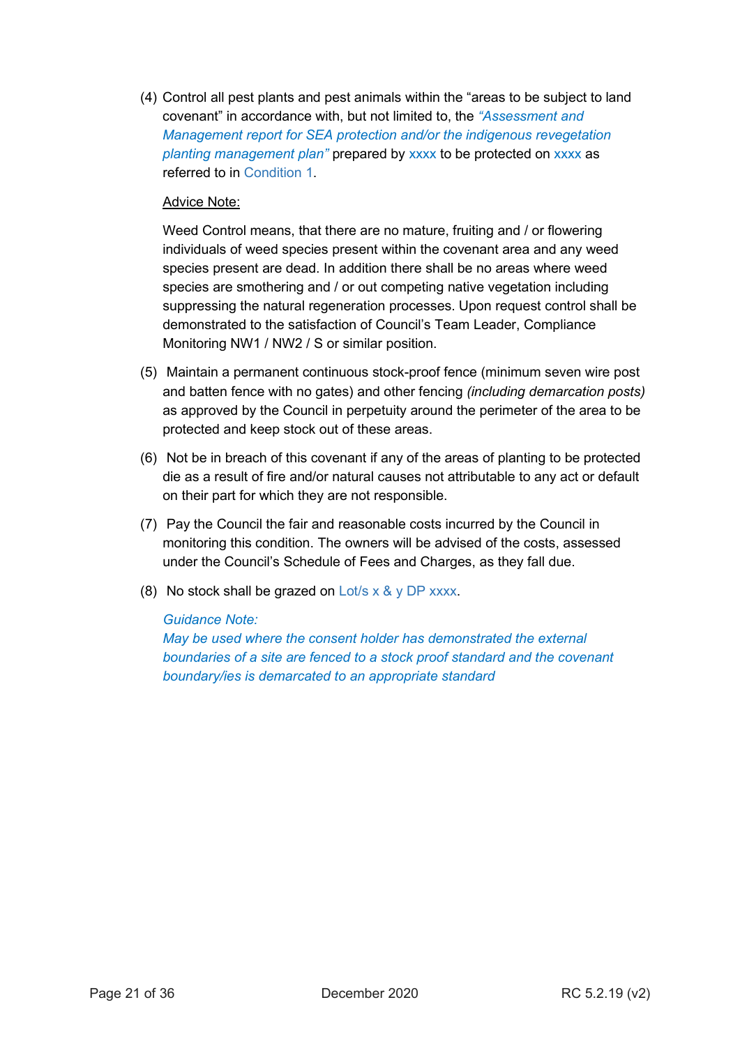(4) Control all pest plants and pest animals within the “areas to be subject to land covenant” in accordance with, but not limited to, the *“Assessment and Management report for SEA protection and/or the indigenous revegetation planting management plan”* prepared by xxxx to be protected on xxxx as referred to in Condition 1.

    Advice Note:

    Weed Control means, that there are no mature, fruiting and / or flowering individuals of weed species present within the covenant area and any weed species present are dead. In addition there shall be no areas where weed species are smothering and / or out competing native vegetation including suppressing the natural regeneration processes. Upon request control shall be demonstrated to the satisfaction of Council’s Team Leader, Compliance Monitoring NW1 / NW2 / S or similar position.

(5) Maintain a permanent continuous stock-proof fence (minimum seven wire post and batten fence with no gates) and other fencing *(including demarcation posts)* as approved by the Council in perpetuity around the perimeter of the area to be protected and keep stock out of these areas.

(6) Not be in breach of this covenant if any of the areas of planting to be protected die as a result of fire and/or natural causes not attributable to any act or default on their part for which they are not responsible.

(7) Pay the Council the fair and reasonable costs incurred by the Council in monitoring this condition. The owners will be advised of the costs, assessed under the Council’s Schedule of Fees and Charges, as they fall due.

(8) No stock shall be grazed on Lot/s x & y DP xxxx.

    *Guidance Note:*
    *May be used where the consent holder has demonstrated the external boundaries of a site are fenced to a stock proof standard and the covenant boundary/ies is demarcated to an appropriate standard*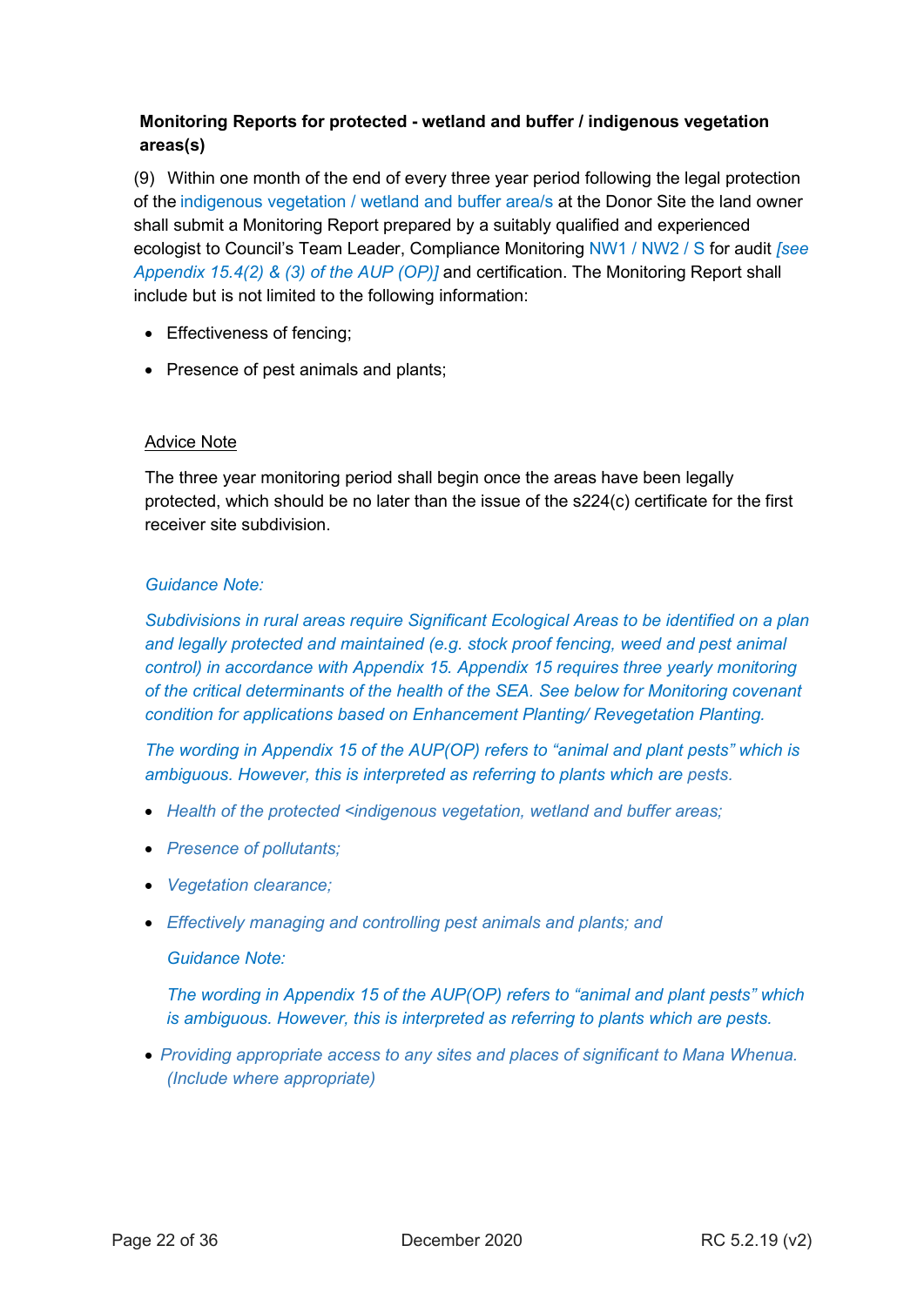**Monitoring Reports for protected - wetland and buffer / indigenous vegetation areas(s)**

(9) Within one month of the end of every three year period following the legal protection of the indigenous vegetation / wetland and buffer area/s at the Donor Site the land owner shall submit a Monitoring Report prepared by a suitably qualified and experienced ecologist to Council's Team Leader, Compliance Monitoring NW1 / NW2 / S for audit *[see Appendix 15.4(2) & (3) of the AUP (OP)]* and certification. The Monitoring Report shall include but is not limited to the following information:

- Effectiveness of fencing;
- Presence of pest animals and plants;

Advice Note

The three year monitoring period shall begin once the areas have been legally protected, which should be no later than the issue of the s224(c) certificate for the first receiver site subdivision.

*Guidance Note:*

*Subdivisions in rural areas require Significant Ecological Areas to be identified on a plan and legally protected and maintained (e.g. stock proof fencing, weed and pest animal control) in accordance with Appendix 15. Appendix 15 requires three yearly monitoring of the critical determinants of the health of the SEA. See below for Monitoring covenant condition for applications based on Enhancement Planting/ Revegetation Planting.*

*The wording in Appendix 15 of the AUP(OP) refers to "animal and plant pests" which is ambiguous. However, this is interpreted as referring to plants which are pests.*

- *Health of the protected <indigenous vegetation, wetland and buffer areas;*
- *Presence of pollutants;*
- *Vegetation clearance;*
- *Effectively managing and controlling pest animals and plants; and*

  *Guidance Note:*

  *The wording in Appendix 15 of the AUP(OP) refers to "animal and plant pests" which is ambiguous. However, this is interpreted as referring to plants which are pests.*

- *Providing appropriate access to any sites and places of significant to Mana Whenua. (Include where appropriate)*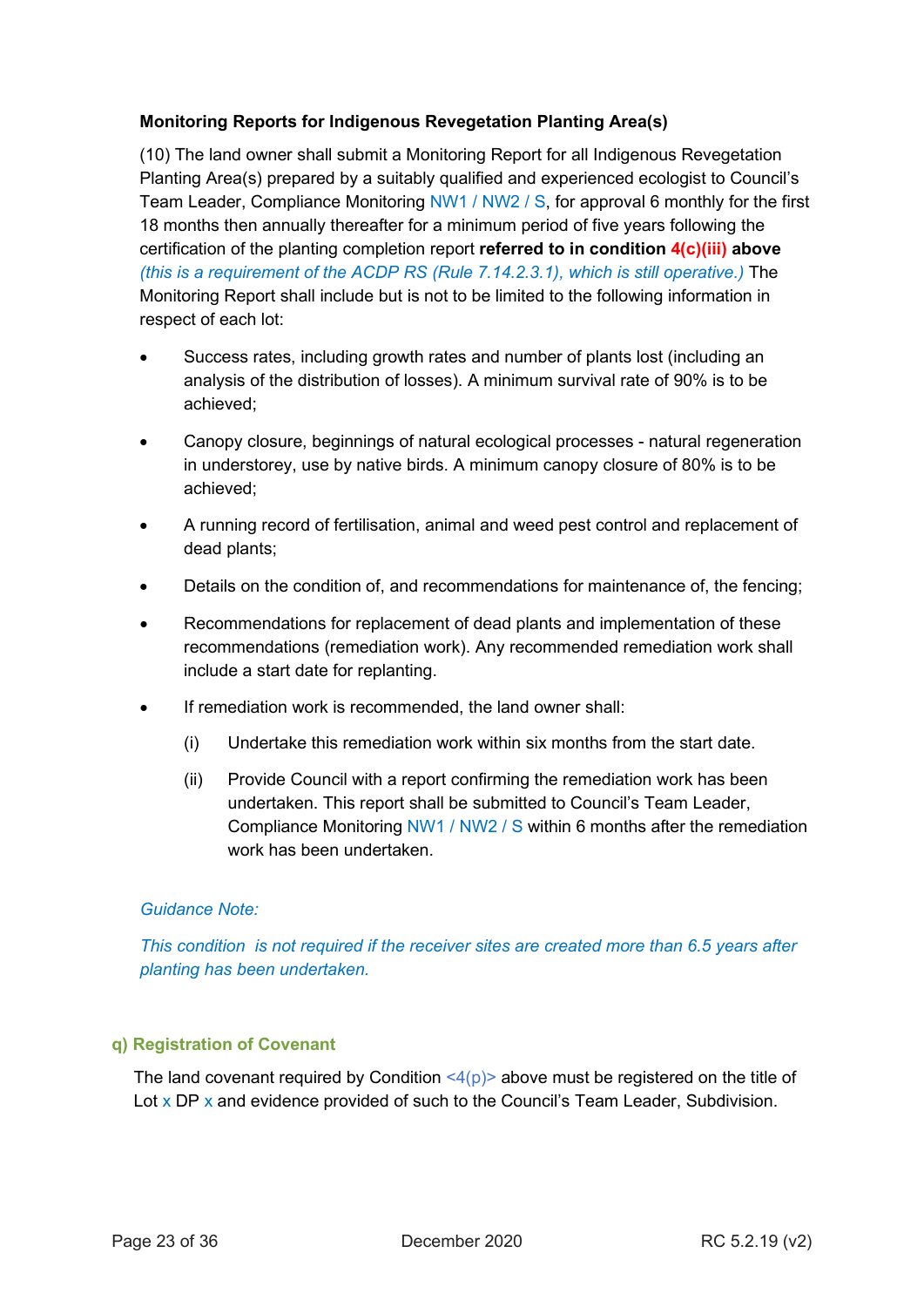**Monitoring Reports for Indigenous Revegetation Planting Area(s)**

(10) The land owner shall submit a Monitoring Report for all Indigenous Revegetation Planting Area(s) prepared by a suitably qualified and experienced ecologist to Council's Team Leader, Compliance Monitoring NW1 / NW2 / S, for approval 6 monthly for the first 18 months then annually thereafter for a minimum period of five years following the certification of the planting completion report **referred to in condition 4(c)(iii) above** *(this is a requirement of the ACDP RS (Rule 7.14.2.3.1), which is still operative.)* The Monitoring Report shall include but is not to be limited to the following information in respect of each lot:

- Success rates, including growth rates and number of plants lost (including an analysis of the distribution of losses). A minimum survival rate of 90% is to be achieved;
- Canopy closure, beginnings of natural ecological processes - natural regeneration in understorey, use by native birds. A minimum canopy closure of 80% is to be achieved;
- A running record of fertilisation, animal and weed pest control and replacement of dead plants;
- Details on the condition of, and recommendations for maintenance of, the fencing;
- Recommendations for replacement of dead plants and implementation of these recommendations (remediation work). Any recommended remediation work shall include a start date for replanting.
- If remediation work is recommended, the land owner shall:
  - (i) Undertake this remediation work within six months from the start date.
  - (ii) Provide Council with a report confirming the remediation work has been undertaken. This report shall be submitted to Council's Team Leader, Compliance Monitoring NW1 / NW2 / S within 6 months after the remediation work has been undertaken.

*Guidance Note:*

*This condition is not required if the receiver sites are created more than 6.5 years after planting has been undertaken.*

### q) Registration of Covenant

The land covenant required by Condition <4(p)> above must be registered on the title of Lot x DP x and evidence provided of such to the Council's Team Leader, Subdivision.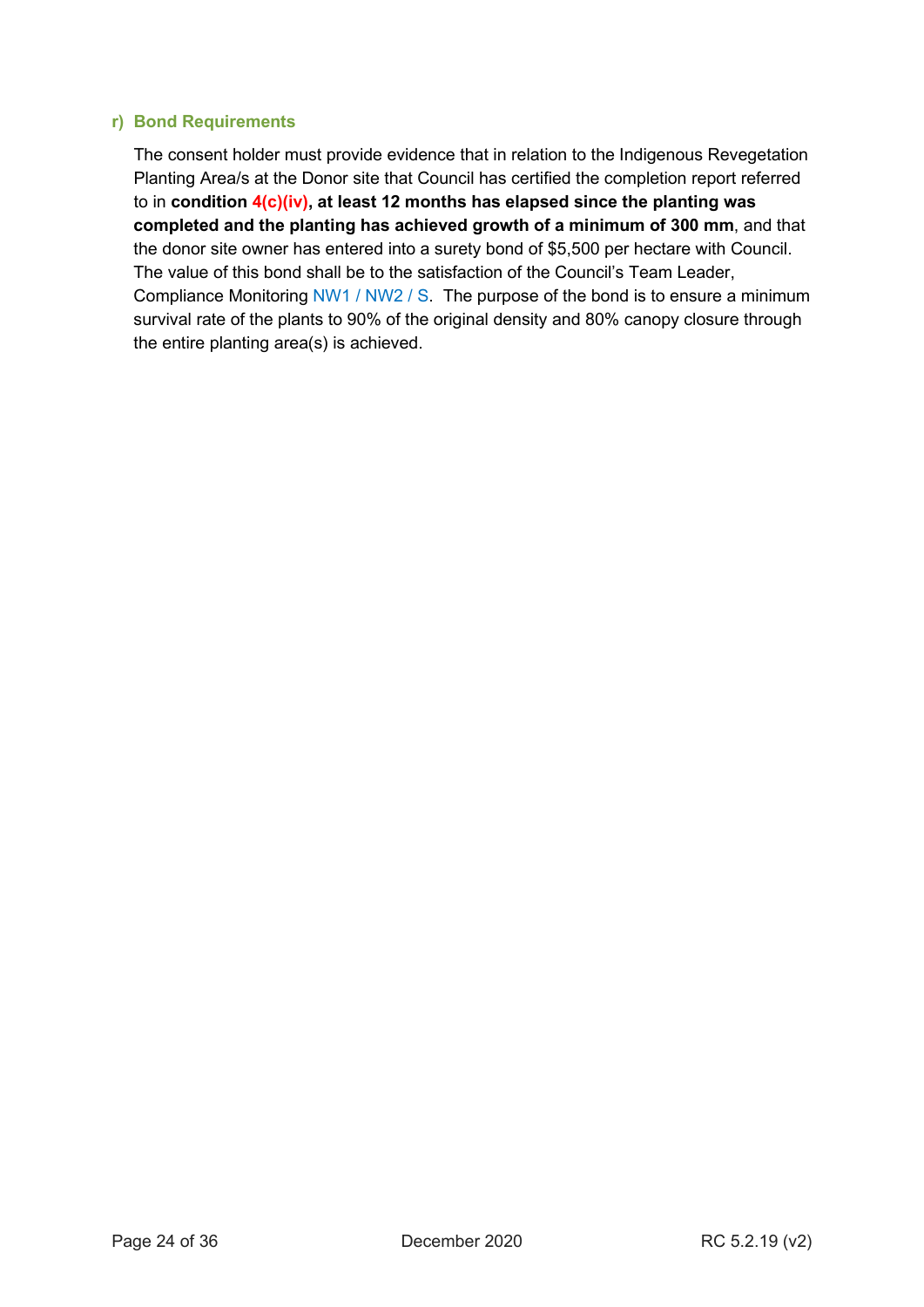#### r) Bond Requirements

The consent holder must provide evidence that in relation to the Indigenous Revegetation Planting Area/s at the Donor site that Council has certified the completion report referred to in **condition 4(c)(iv), at least 12 months has elapsed since the planting was completed and the planting has achieved growth of a minimum of 300 mm**, and that the donor site owner has entered into a surety bond of $5,500 per hectare with Council. The value of this bond shall be to the satisfaction of the Council's Team Leader, Compliance Monitoring NW1 / NW2 / S. The purpose of the bond is to ensure a minimum survival rate of the plants to 90% of the original density and 80% canopy closure through the entire planting area(s) is achieved.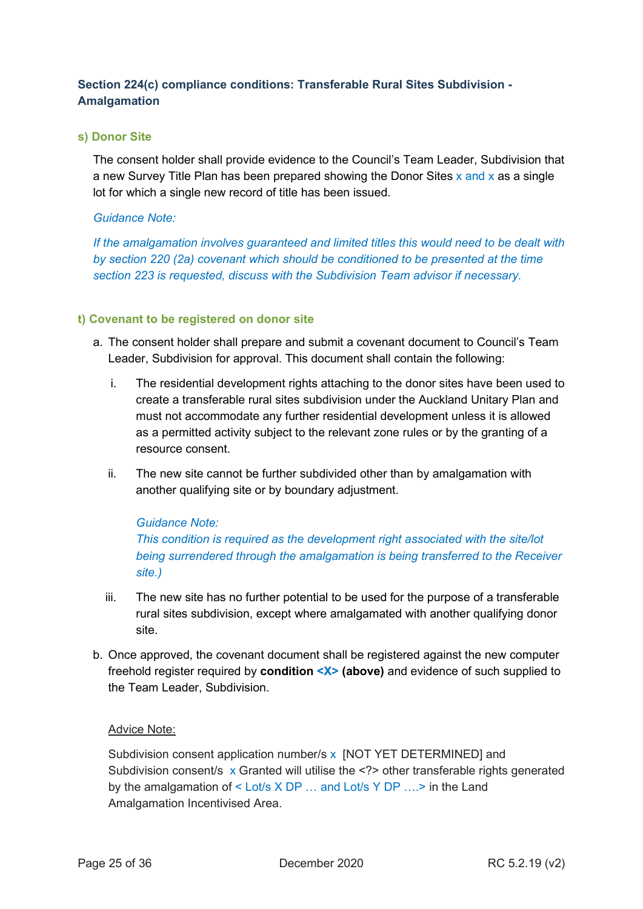### Section 224(c) compliance conditions: Transferable Rural Sites Subdivision - Amalgamation

#### s) Donor Site

The consent holder shall provide evidence to the Council's Team Leader, Subdivision that a new Survey Title Plan has been prepared showing the Donor Sites x and x as a single lot for which a single new record of title has been issued.

*Guidance Note:*

*If the amalgamation involves guaranteed and limited titles this would need to be dealt with by section 220 (2a) covenant which should be conditioned to be presented at the time section 223 is requested, discuss with the Subdivision Team advisor if necessary.*

#### t) Covenant to be registered on donor site

a. The consent holder shall prepare and submit a covenant document to Council's Team Leader, Subdivision for approval. This document shall contain the following:

   i. The residential development rights attaching to the donor sites have been used to create a transferable rural sites subdivision under the Auckland Unitary Plan and must not accommodate any further residential development unless it is allowed as a permitted activity subject to the relevant zone rules or by the granting of a resource consent.

   ii. The new site cannot be further subdivided other than by amalgamation with another qualifying site or by boundary adjustment.

   *Guidance Note:*
   *This condition is required as the development right associated with the site/lot being surrendered through the amalgamation is being transferred to the Receiver site.)*

   iii. The new site has no further potential to be used for the purpose of a transferable rural sites subdivision, except where amalgamated with another qualifying donor site.

b. Once approved, the covenant document shall be registered against the new computer freehold register required by **condition <X> (above)** and evidence of such supplied to the Team Leader, Subdivision.

<u>Advice Note:</u>

Subdivision consent application number/s x [NOT YET DETERMINED] and Subdivision consent/s x Granted will utilise the <?> other transferable rights generated by the amalgamation of < Lot/s X DP … and Lot/s Y DP ….> in the Land Amalgamation Incentivised Area.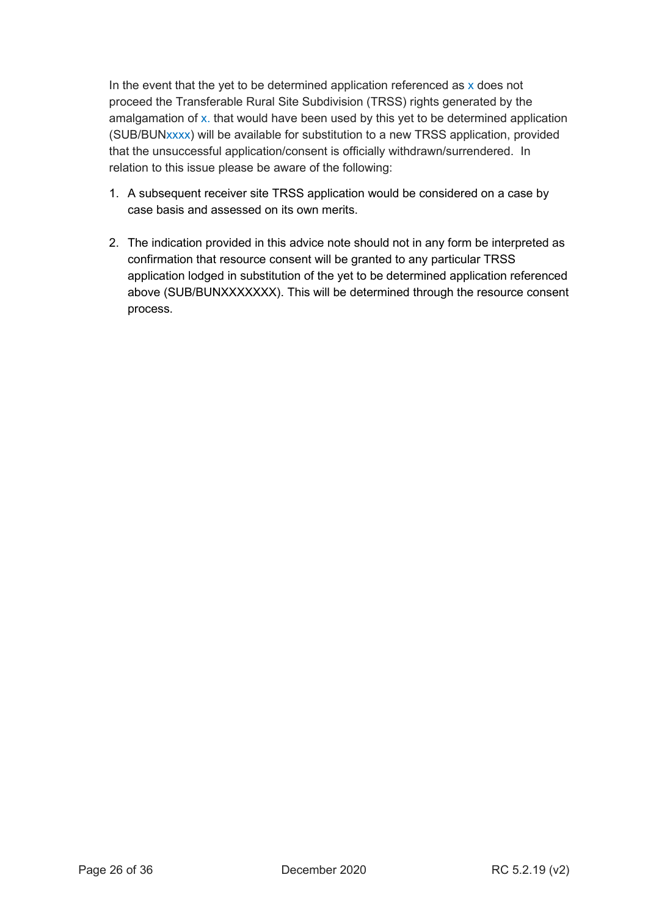In the event that the yet to be determined application referenced as x does not proceed the Transferable Rural Site Subdivision (TRSS) rights generated by the amalgamation of x. that would have been used by this yet to be determined application (SUB/BUNxxxx) will be available for substitution to a new TRSS application, provided that the unsuccessful application/consent is officially withdrawn/surrendered. In relation to this issue please be aware of the following:

1. A subsequent receiver site TRSS application would be considered on a case by case basis and assessed on its own merits.

2. The indication provided in this advice note should not in any form be interpreted as confirmation that resource consent will be granted to any particular TRSS application lodged in substitution of the yet to be determined application referenced above (SUB/BUNXXXXXXX). This will be determined through the resource consent process.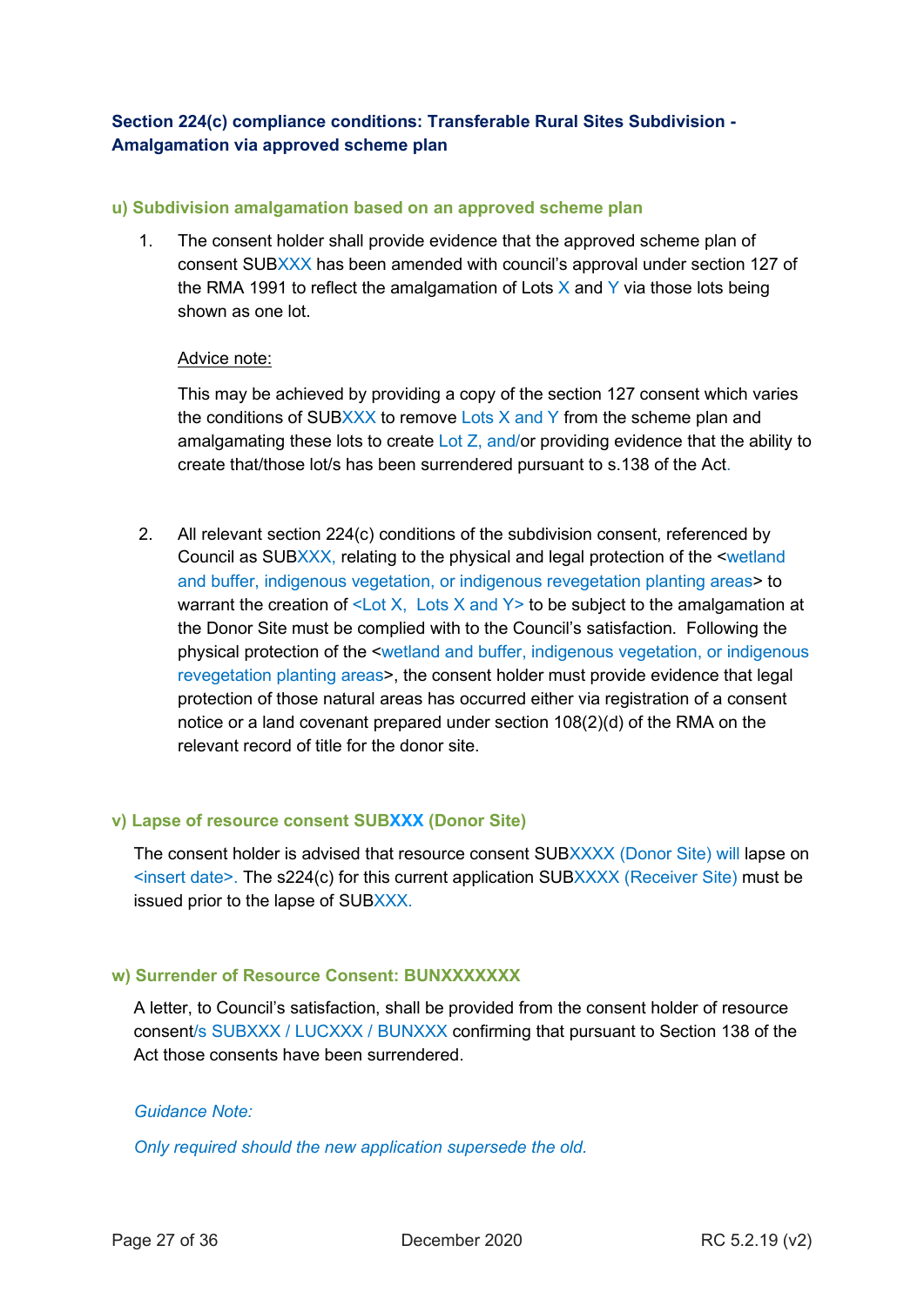### Section 224(c) compliance conditions: Transferable Rural Sites Subdivision - Amalgamation via approved scheme plan

#### u) Subdivision amalgamation based on an approved scheme plan

1. The consent holder shall provide evidence that the approved scheme plan of consent SUBXXX has been amended with council's approval under section 127 of the RMA 1991 to reflect the amalgamation of Lots X and Y via those lots being shown as one lot.

   Advice note:

   This may be achieved by providing a copy of the section 127 consent which varies the conditions of SUBXXX to remove Lots X and Y from the scheme plan and amalgamating these lots to create Lot Z, and/or providing evidence that the ability to create that/those lot/s has been surrendered pursuant to s.138 of the Act.

2. All relevant section 224(c) conditions of the subdivision consent, referenced by Council as SUBXXX, relating to the physical and legal protection of the <wetland and buffer, indigenous vegetation, or indigenous revegetation planting areas> to warrant the creation of <Lot X, Lots X and Y> to be subject to the amalgamation at the Donor Site must be complied with to the Council's satisfaction. Following the physical protection of the <wetland and buffer, indigenous vegetation, or indigenous revegetation planting areas>, the consent holder must provide evidence that legal protection of those natural areas has occurred either via registration of a consent notice or a land covenant prepared under section 108(2)(d) of the RMA on the relevant record of title for the donor site.

#### v) Lapse of resource consent SUBXXX (Donor Site)

The consent holder is advised that resource consent SUBXXXX (Donor Site) will lapse on <insert date>. The s224(c) for this current application SUBXXXX (Receiver Site) must be issued prior to the lapse of SUBXXX.

#### w) Surrender of Resource Consent: BUNXXXXXXX

A letter, to Council's satisfaction, shall be provided from the consent holder of resource consent/s SUBXXX / LUCXXX / BUNXXX confirming that pursuant to Section 138 of the Act those consents have been surrendered.

*Guidance Note:*

*Only required should the new application supersede the old.*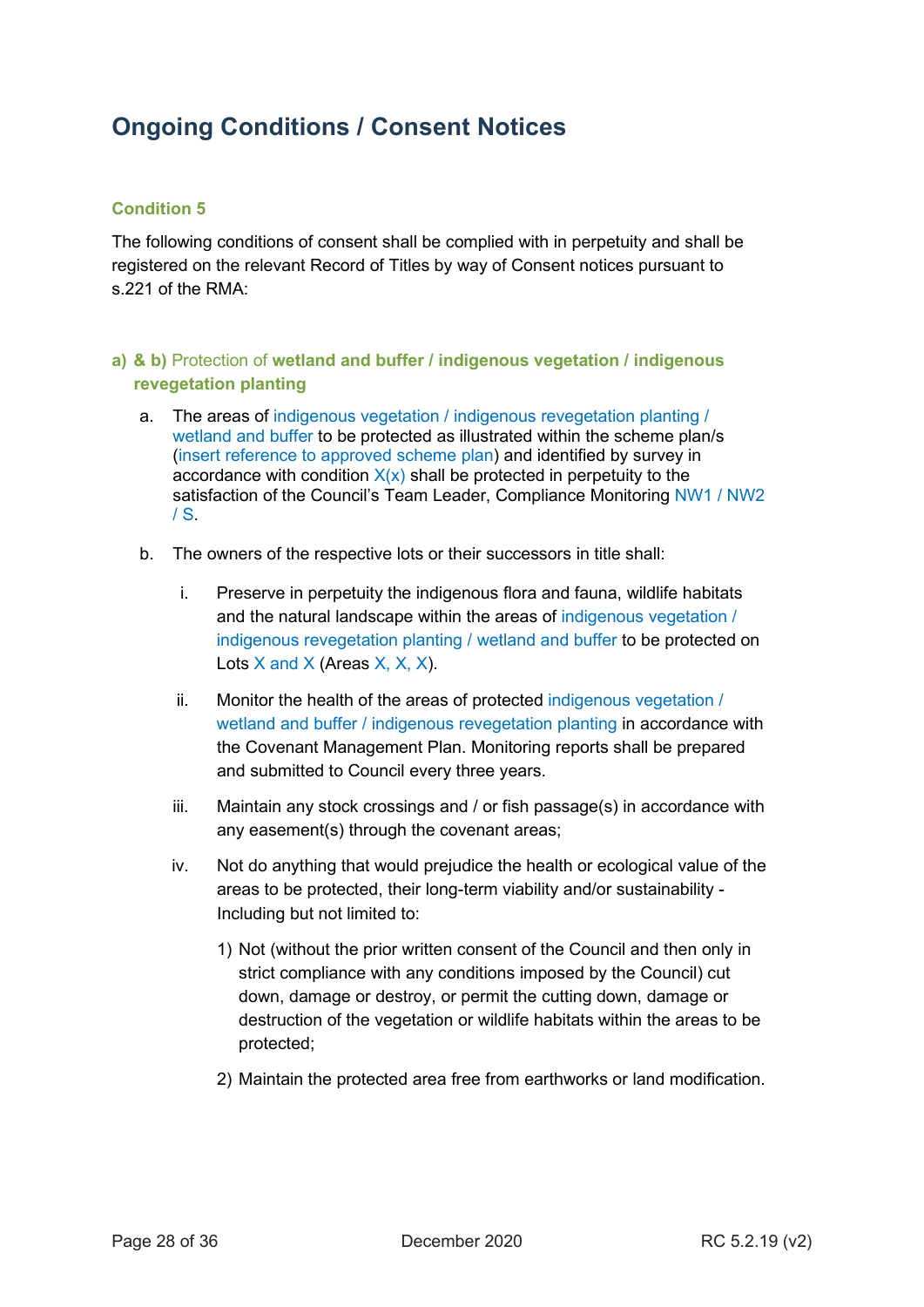# Ongoing Conditions / Consent Notices

### Condition 5

The following conditions of consent shall be complied with in perpetuity and shall be registered on the relevant Record of Titles by way of Consent notices pursuant to s.221 of the RMA:

### a) & b) Protection of **wetland and buffer / indigenous vegetation / indigenous revegetation planting**

a. The areas of indigenous vegetation / indigenous revegetation planting / wetland and buffer to be protected as illustrated within the scheme plan/s (insert reference to approved scheme plan) and identified by survey in accordance with condition X(x) shall be protected in perpetuity to the satisfaction of the Council's Team Leader, Compliance Monitoring NW1 / NW2 / S.

b. The owners of the respective lots or their successors in title shall:

   i. Preserve in perpetuity the indigenous flora and fauna, wildlife habitats and the natural landscape within the areas of indigenous vegetation / indigenous revegetation planting / wetland and buffer to be protected on Lots X and X (Areas X, X, X).

   ii. Monitor the health of the areas of protected indigenous vegetation / wetland and buffer / indigenous revegetation planting in accordance with the Covenant Management Plan. Monitoring reports shall be prepared and submitted to Council every three years.

   iii. Maintain any stock crossings and / or fish passage(s) in accordance with any easement(s) through the covenant areas;

   iv. Not do anything that would prejudice the health or ecological value of the areas to be protected, their long-term viability and/or sustainability - Including but not limited to:

      1) Not (without the prior written consent of the Council and then only in strict compliance with any conditions imposed by the Council) cut down, damage or destroy, or permit the cutting down, damage or destruction of the vegetation or wildlife habitats within the areas to be protected;

      2) Maintain the protected area free from earthworks or land modification.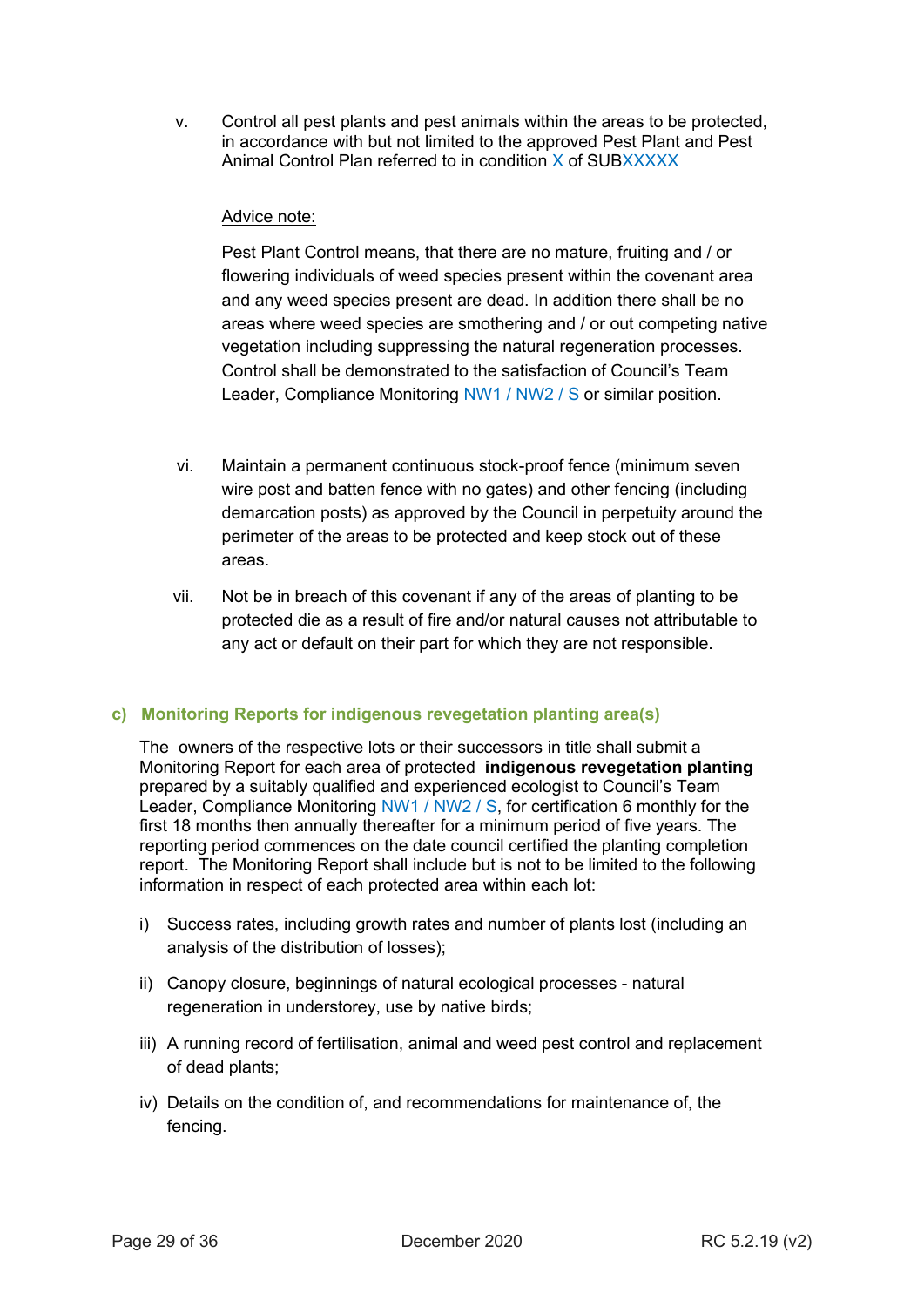v. Control all pest plants and pest animals within the areas to be protected, in accordance with but not limited to the approved Pest Plant and Pest Animal Control Plan referred to in condition X of SUBXXXXX

   Advice note:

   Pest Plant Control means, that there are no mature, fruiting and / or flowering individuals of weed species present within the covenant area and any weed species present are dead. In addition there shall be no areas where weed species are smothering and / or out competing native vegetation including suppressing the natural regeneration processes. Control shall be demonstrated to the satisfaction of Council's Team Leader, Compliance Monitoring NW1 / NW2 / S or similar position.

vi. Maintain a permanent continuous stock-proof fence (minimum seven wire post and batten fence with no gates) and other fencing (including demarcation posts) as approved by the Council in perpetuity around the perimeter of the areas to be protected and keep stock out of these areas.

vii. Not be in breach of this covenant if any of the areas of planting to be protected die as a result of fire and/or natural causes not attributable to any act or default on their part for which they are not responsible.

### c) Monitoring Reports for indigenous revegetation planting area(s)

The owners of the respective lots or their successors in title shall submit a Monitoring Report for each area of protected **indigenous revegetation planting** prepared by a suitably qualified and experienced ecologist to Council's Team Leader, Compliance Monitoring NW1 / NW2 / S, for certification 6 monthly for the first 18 months then annually thereafter for a minimum period of five years. The reporting period commences on the date council certified the planting completion report. The Monitoring Report shall include but is not to be limited to the following information in respect of each protected area within each lot:

i) Success rates, including growth rates and number of plants lost (including an analysis of the distribution of losses);

ii) Canopy closure, beginnings of natural ecological processes - natural regeneration in understorey, use by native birds;

iii) A running record of fertilisation, animal and weed pest control and replacement of dead plants;

iv) Details on the condition of, and recommendations for maintenance of, the fencing.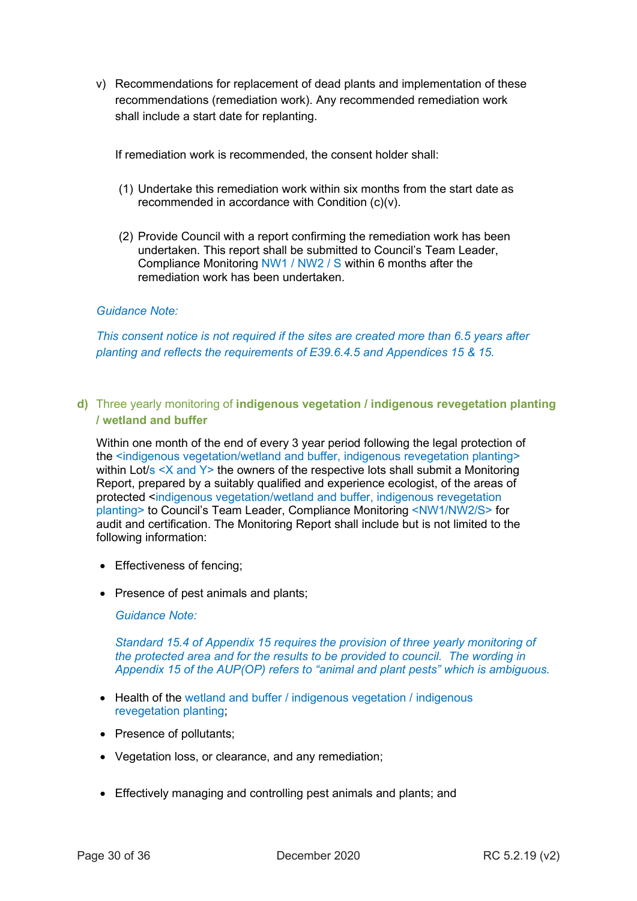v) Recommendations for replacement of dead plants and implementation of these recommendations (remediation work). Any recommended remediation work shall include a start date for replanting.

   If remediation work is recommended, the consent holder shall:

   (1) Undertake this remediation work within six months from the start date as recommended in accordance with Condition (c)(v).

   (2) Provide Council with a report confirming the remediation work has been undertaken. This report shall be submitted to Council's Team Leader, Compliance Monitoring NW1 / NW2 / S within 6 months after the remediation work has been undertaken.

*Guidance Note:*

*This consent notice is not required if the sites are created more than 6.5 years after planting and reflects the requirements of E39.6.4.5 and Appendices 15 & 15.*

**d)** Three yearly monitoring of **indigenous vegetation / indigenous revegetation planting / wetland and buffer**

Within one month of the end of every 3 year period following the legal protection of the <indigenous vegetation/wetland and buffer, indigenous revegetation planting> within Lot/s <X and Y> the owners of the respective lots shall submit a Monitoring Report, prepared by a suitably qualified and experience ecologist, of the areas of protected <indigenous vegetation/wetland and buffer, indigenous revegetation planting> to Council's Team Leader, Compliance Monitoring <NW1/NW2/S> for audit and certification. The Monitoring Report shall include but is not limited to the following information:

- Effectiveness of fencing;
- Presence of pest animals and plants;

  *Guidance Note:*

  *Standard 15.4 of Appendix 15 requires the provision of three yearly monitoring of the protected area and for the results to be provided to council. The wording in Appendix 15 of the AUP(OP) refers to "animal and plant pests" which is ambiguous.*

- Health of the wetland and buffer / indigenous vegetation / indigenous revegetation planting;
- Presence of pollutants;
- Vegetation loss, or clearance, and any remediation;
- Effectively managing and controlling pest animals and plants; and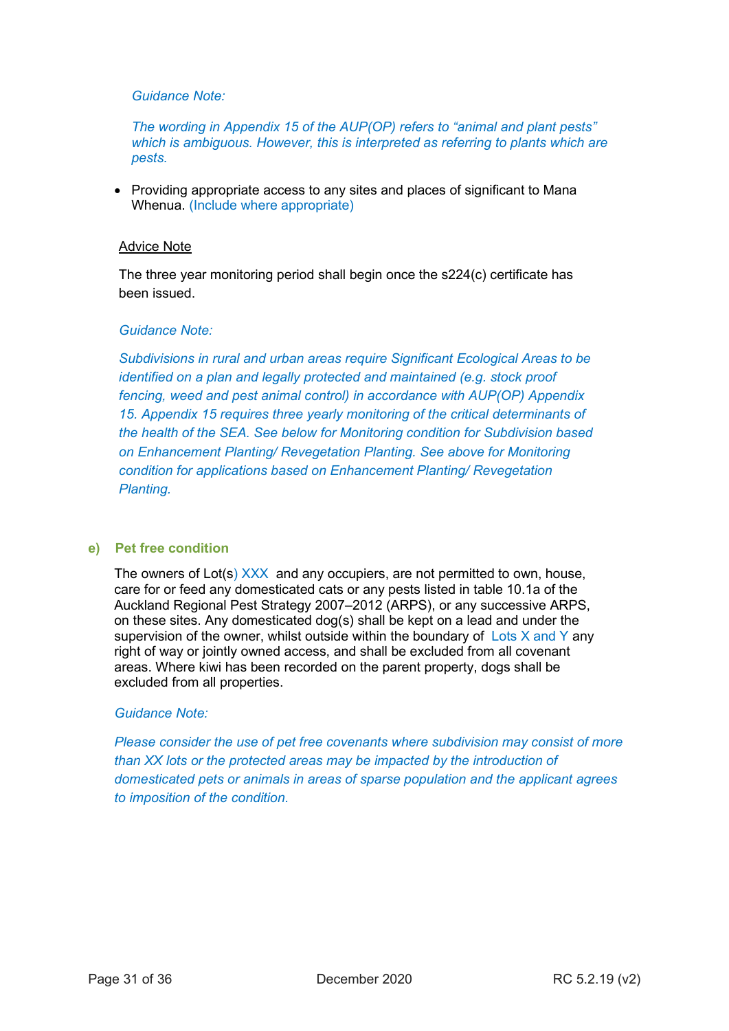*Guidance Note:*

*The wording in Appendix 15 of the AUP(OP) refers to “animal and plant pests” which is ambiguous. However, this is interpreted as referring to plants which are pests.*

- Providing appropriate access to any sites and places of significant to Mana Whenua. (Include where appropriate)

<u>Advice Note</u>

The three year monitoring period shall begin once the s224(c) certificate has been issued.

*Guidance Note:*

*Subdivisions in rural and urban areas require Significant Ecological Areas to be identified on a plan and legally protected and maintained (e.g. stock proof fencing, weed and pest animal control) in accordance with AUP(OP) Appendix 15. Appendix 15 requires three yearly monitoring of the critical determinants of the health of the SEA. See below for Monitoring condition for Subdivision based on Enhancement Planting/ Revegetation Planting. See above for Monitoring condition for applications based on Enhancement Planting/ Revegetation Planting.*

### e) Pet free condition

The owners of Lot(s) XXX and any occupiers, are not permitted to own, house, care for or feed any domesticated cats or any pests listed in table 10.1a of the Auckland Regional Pest Strategy 2007–2012 (ARPS), or any successive ARPS, on these sites. Any domesticated dog(s) shall be kept on a lead and under the supervision of the owner, whilst outside within the boundary of Lots X and Y any right of way or jointly owned access, and shall be excluded from all covenant areas. Where kiwi has been recorded on the parent property, dogs shall be excluded from all properties.

*Guidance Note:*

*Please consider the use of pet free covenants where subdivision may consist of more than XX lots or the protected areas may be impacted by the introduction of domesticated pets or animals in areas of sparse population and the applicant agrees to imposition of the condition.*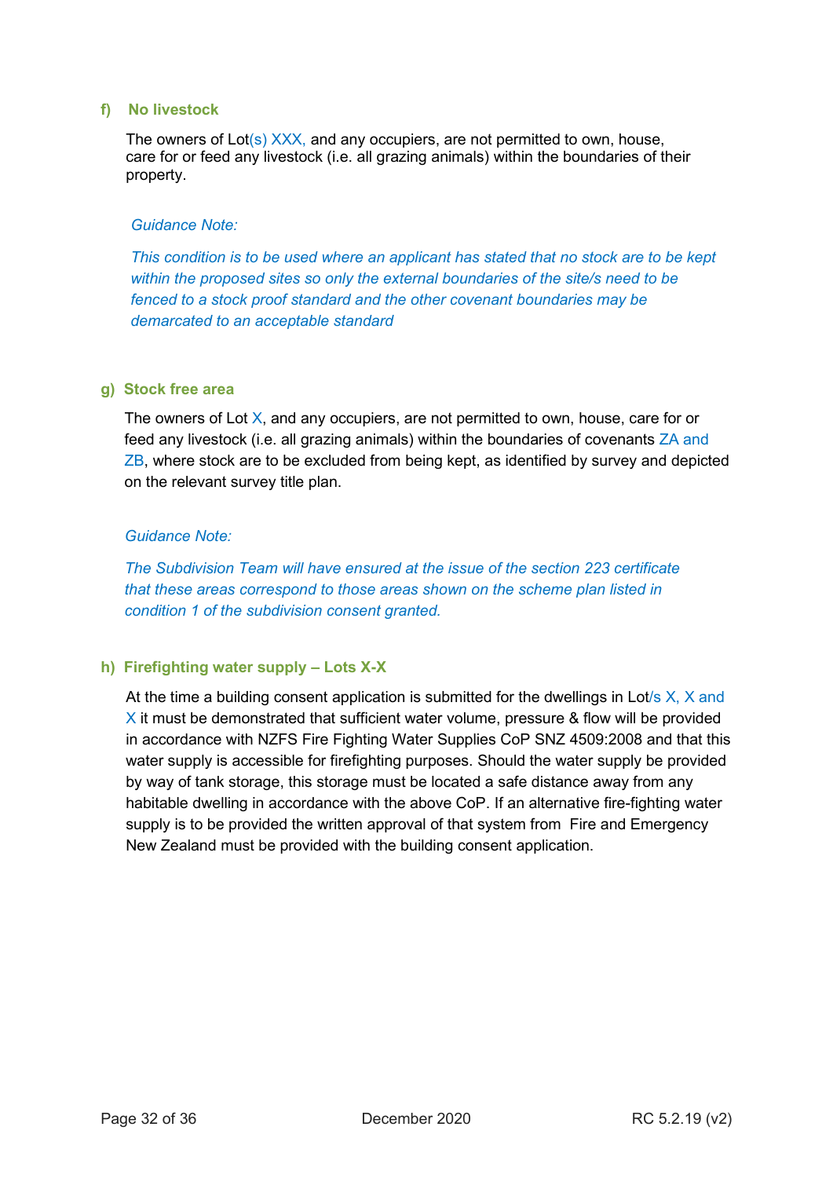#### f) No livestock

The owners of Lot(s) XXX, and any occupiers, are not permitted to own, house, care for or feed any livestock (i.e. all grazing animals) within the boundaries of their property.

*Guidance Note:*

*This condition is to be used where an applicant has stated that no stock are to be kept within the proposed sites so only the external boundaries of the site/s need to be fenced to a stock proof standard and the other covenant boundaries may be demarcated to an acceptable standard*

#### g) Stock free area

The owners of Lot X, and any occupiers, are not permitted to own, house, care for or feed any livestock (i.e. all grazing animals) within the boundaries of covenants ZA and ZB, where stock are to be excluded from being kept, as identified by survey and depicted on the relevant survey title plan.

*Guidance Note:*

*The Subdivision Team will have ensured at the issue of the section 223 certificate that these areas correspond to those areas shown on the scheme plan listed in condition 1 of the subdivision consent granted.*

#### h) Firefighting water supply – Lots X-X

At the time a building consent application is submitted for the dwellings in Lot/s X, X and X it must be demonstrated that sufficient water volume, pressure & flow will be provided in accordance with NZFS Fire Fighting Water Supplies CoP SNZ 4509:2008 and that this water supply is accessible for firefighting purposes. Should the water supply be provided by way of tank storage, this storage must be located a safe distance away from any habitable dwelling in accordance with the above CoP. If an alternative fire-fighting water supply is to be provided the written approval of that system from Fire and Emergency New Zealand must be provided with the building consent application.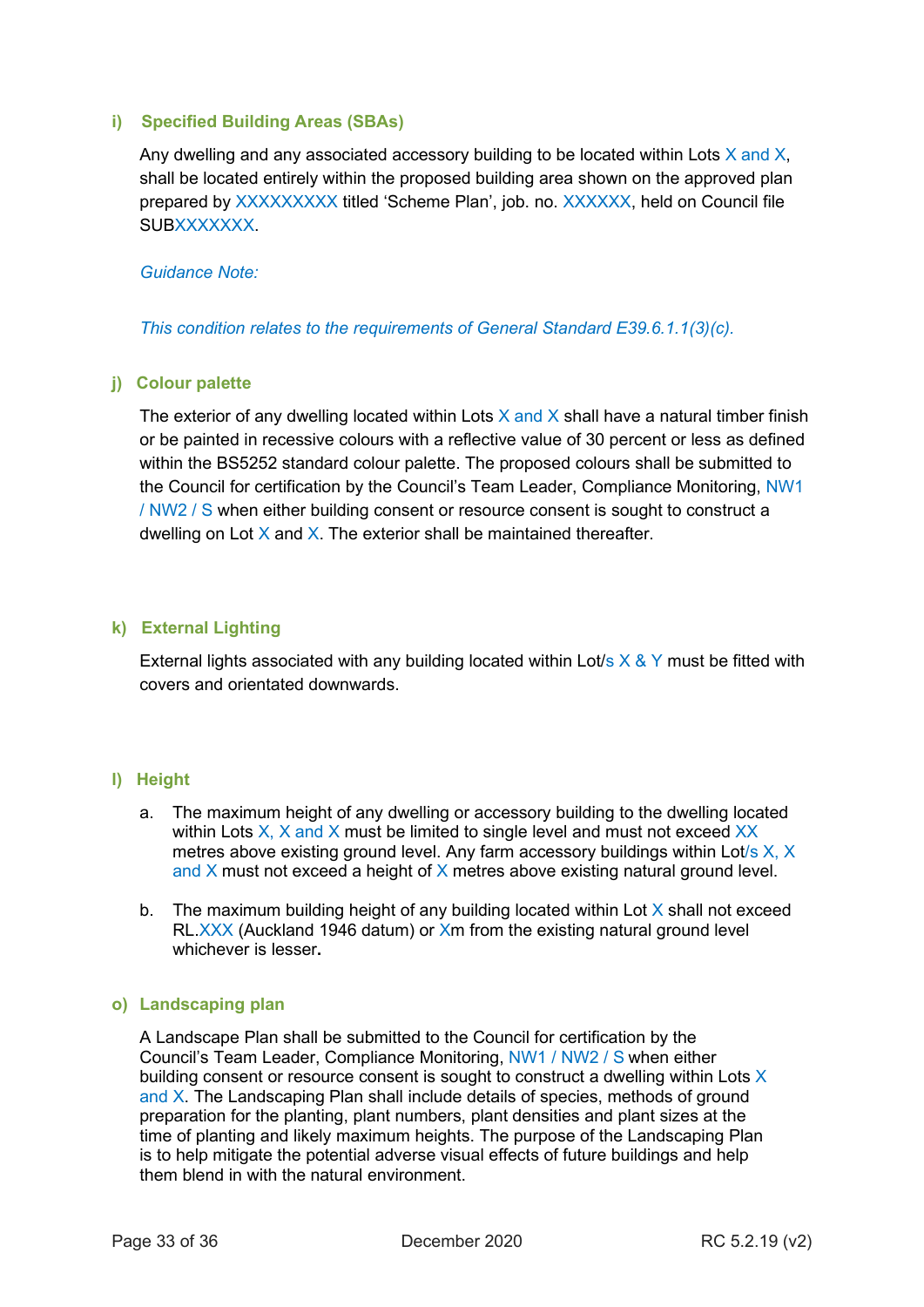### i) Specified Building Areas (SBAs)

Any dwelling and any associated accessory building to be located within Lots X and X, shall be located entirely within the proposed building area shown on the approved plan prepared by XXXXXXXXX titled 'Scheme Plan', job. no. XXXXXX, held on Council file SUBXXXXXXX.

*Guidance Note:*

*This condition relates to the requirements of General Standard E39.6.1.1(3)(c).*

### j) Colour palette

The exterior of any dwelling located within Lots X and X shall have a natural timber finish or be painted in recessive colours with a reflective value of 30 percent or less as defined within the BS5252 standard colour palette. The proposed colours shall be submitted to the Council for certification by the Council's Team Leader, Compliance Monitoring, NW1 / NW2 / S when either building consent or resource consent is sought to construct a dwelling on Lot X and X. The exterior shall be maintained thereafter.

### k) External Lighting

External lights associated with any building located within Lot/s X & Y must be fitted with covers and orientated downwards.

### l) Height

a. The maximum height of any dwelling or accessory building to the dwelling located within Lots X, X and X must be limited to single level and must not exceed XX metres above existing ground level. Any farm accessory buildings within Lot/s X, X and X must not exceed a height of X metres above existing natural ground level.

b. The maximum building height of any building located within Lot X shall not exceed RL.XXX (Auckland 1946 datum) or Xm from the existing natural ground level whichever is lesser**.**

### o) Landscaping plan

A Landscape Plan shall be submitted to the Council for certification by the Council's Team Leader, Compliance Monitoring, NW1 / NW2 / S when either building consent or resource consent is sought to construct a dwelling within Lots X and X. The Landscaping Plan shall include details of species, methods of ground preparation for the planting, plant numbers, plant densities and plant sizes at the time of planting and likely maximum heights. The purpose of the Landscaping Plan is to help mitigate the potential adverse visual effects of future buildings and help them blend in with the natural environment.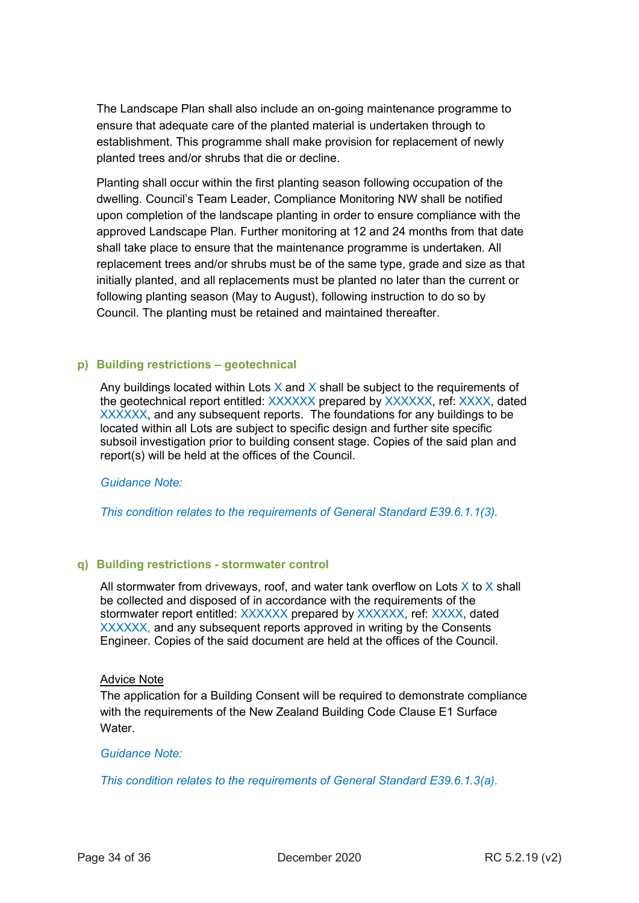The Landscape Plan shall also include an on-going maintenance programme to ensure that adequate care of the planted material is undertaken through to establishment. This programme shall make provision for replacement of newly planted trees and/or shrubs that die or decline.

Planting shall occur within the first planting season following occupation of the dwelling. Council's Team Leader, Compliance Monitoring NW shall be notified upon completion of the landscape planting in order to ensure compliance with the approved Landscape Plan. Further monitoring at 12 and 24 months from that date shall take place to ensure that the maintenance programme is undertaken. All replacement trees and/or shrubs must be of the same type, grade and size as that initially planted, and all replacements must be planted no later than the current or following planting season (May to August), following instruction to do so by Council. The planting must be retained and maintained thereafter.

### p) Building restrictions – geotechnical

Any buildings located within Lots X and X shall be subject to the requirements of the geotechnical report entitled: XXXXXX prepared by XXXXXX, ref: XXXX, dated XXXXXX, and any subsequent reports. The foundations for any buildings to be located within all Lots are subject to specific design and further site specific subsoil investigation prior to building consent stage. Copies of the said plan and report(s) will be held at the offices of the Council.

*Guidance Note:*

*This condition relates to the requirements of General Standard E39.6.1.1(3).*

### q) Building restrictions - stormwater control

All stormwater from driveways, roof, and water tank overflow on Lots X to X shall be collected and disposed of in accordance with the requirements of the stormwater report entitled: XXXXXX prepared by XXXXXX, ref: XXXX, dated XXXXXX, and any subsequent reports approved in writing by the Consents Engineer. Copies of the said document are held at the offices of the Council.

Advice Note

The application for a Building Consent will be required to demonstrate compliance with the requirements of the New Zealand Building Code Clause E1 Surface Water.

*Guidance Note:*

*This condition relates to the requirements of General Standard E39.6.1.3(a).*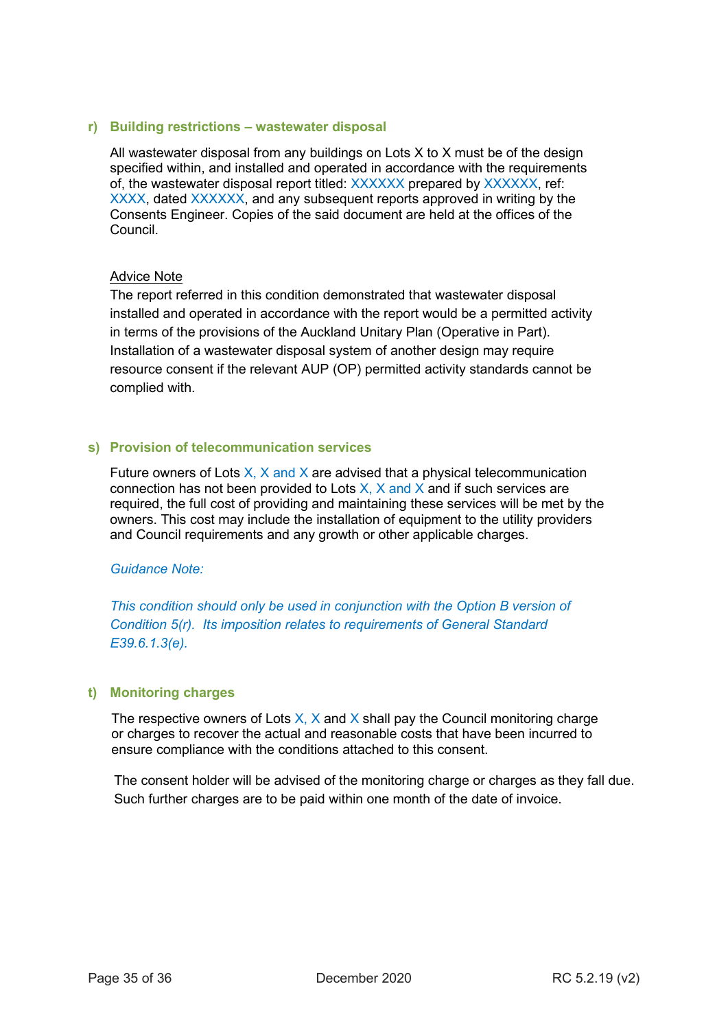### r) Building restrictions – wastewater disposal

All wastewater disposal from any buildings on Lots X to X must be of the design specified within, and installed and operated in accordance with the requirements of, the wastewater disposal report titled: XXXXXX prepared by XXXXXX, ref: XXXX, dated XXXXXX, and any subsequent reports approved in writing by the Consents Engineer. Copies of the said document are held at the offices of the Council.

<u>Advice Note</u>

The report referred in this condition demonstrated that wastewater disposal installed and operated in accordance with the report would be a permitted activity in terms of the provisions of the Auckland Unitary Plan (Operative in Part). Installation of a wastewater disposal system of another design may require resource consent if the relevant AUP (OP) permitted activity standards cannot be complied with.

### s) Provision of telecommunication services

Future owners of Lots X, X and X are advised that a physical telecommunication connection has not been provided to Lots X, X and X and if such services are required, the full cost of providing and maintaining these services will be met by the owners. This cost may include the installation of equipment to the utility providers and Council requirements and any growth or other applicable charges.

*Guidance Note:*

*This condition should only be used in conjunction with the Option B version of Condition 5(r). Its imposition relates to requirements of General Standard E39.6.1.3(e).*

### t) Monitoring charges

The respective owners of Lots X, X and X shall pay the Council monitoring charge or charges to recover the actual and reasonable costs that have been incurred to ensure compliance with the conditions attached to this consent.

The consent holder will be advised of the monitoring charge or charges as they fall due. Such further charges are to be paid within one month of the date of invoice.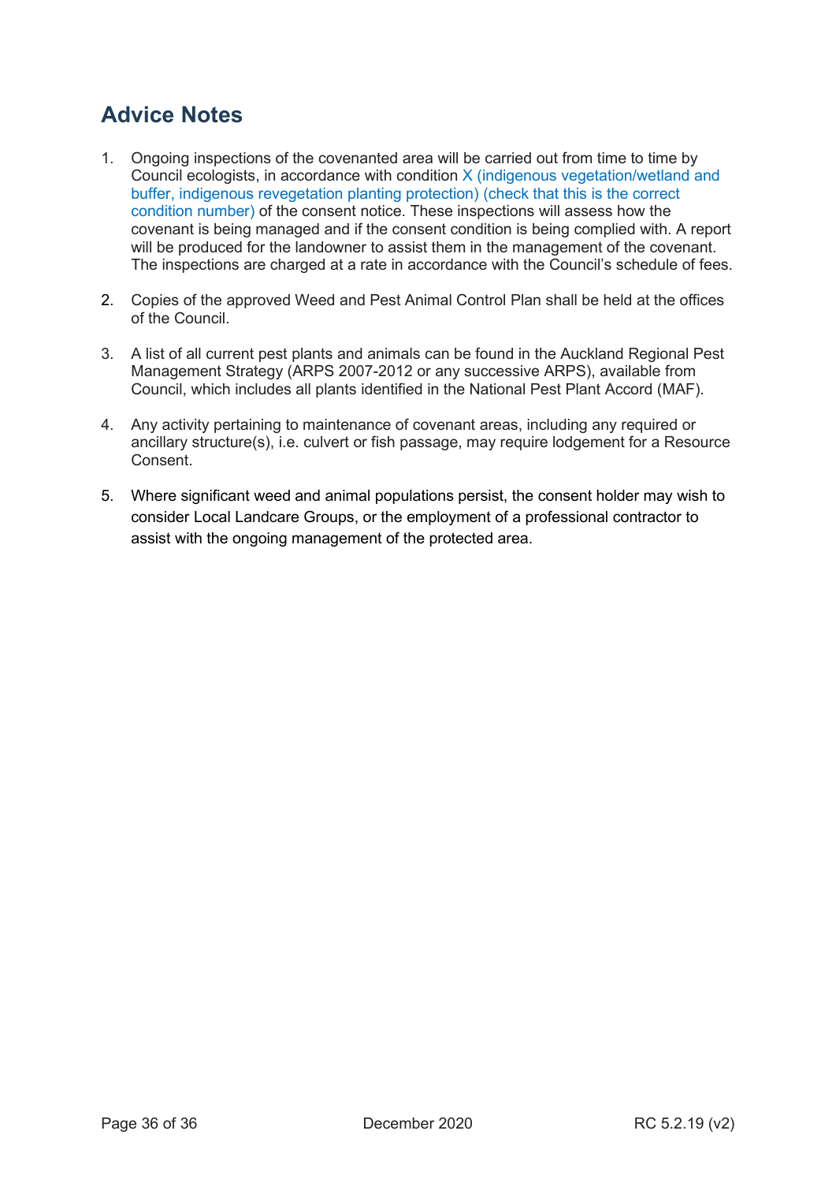## Advice Notes

1. Ongoing inspections of the covenanted area will be carried out from time to time by Council ecologists, in accordance with condition X (indigenous vegetation/wetland and buffer, indigenous revegetation planting protection) (check that this is the correct condition number) of the consent notice. These inspections will assess how the covenant is being managed and if the consent condition is being complied with. A report will be produced for the landowner to assist them in the management of the covenant. The inspections are charged at a rate in accordance with the Council's schedule of fees.

2. Copies of the approved Weed and Pest Animal Control Plan shall be held at the offices of the Council.

3. A list of all current pest plants and animals can be found in the Auckland Regional Pest Management Strategy (ARPS 2007-2012 or any successive ARPS), available from Council, which includes all plants identified in the National Pest Plant Accord (MAF).

4. Any activity pertaining to maintenance of covenant areas, including any required or ancillary structure(s), i.e. culvert or fish passage, may require lodgement for a Resource Consent.

5. Where significant weed and animal populations persist, the consent holder may wish to consider Local Landcare Groups, or the employment of a professional contractor to assist with the ongoing management of the protected area.